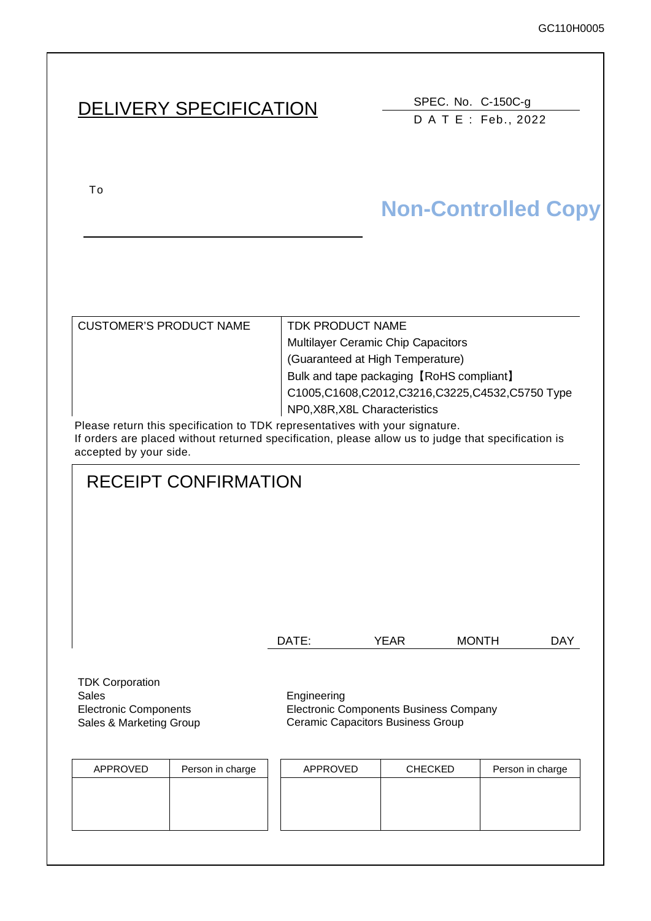# DELIVERY SPECIFICATION

SPEC. No. C-150C-g
D A T E : Feb., 2022

To

**Non-Controlled Copy**

| CUSTOMER'S PRODUCT NAME | TDK PRODUCT NAME<br>Multilayer Ceramic Chip Capacitors<br>(Guaranteed at High Temperature)<br>Bulk and tape packaging【RoHS compliant】<br>C1005,C1608,C2012,C3216,C3225,C4532,C5750 Type<br>NP0,X8R,X8L Characteristics |
|---|---|

Please return this specification to TDK representatives with your signature.
If orders are placed without returned specification, please allow us to judge that specification is accepted by your side.

## RECEIPT CONFIRMATION

DATE: YEAR MONTH DAY

TDK Corporation
Sales
Electronic Components
Sales & Marketing Group

Engineering
Electronic Components Business Company
Ceramic Capacitors Business Group

| APPROVED | Person in charge |
|---|---|
| | |

| APPROVED | CHECKED | Person in charge |
|---|---|---|
| | | |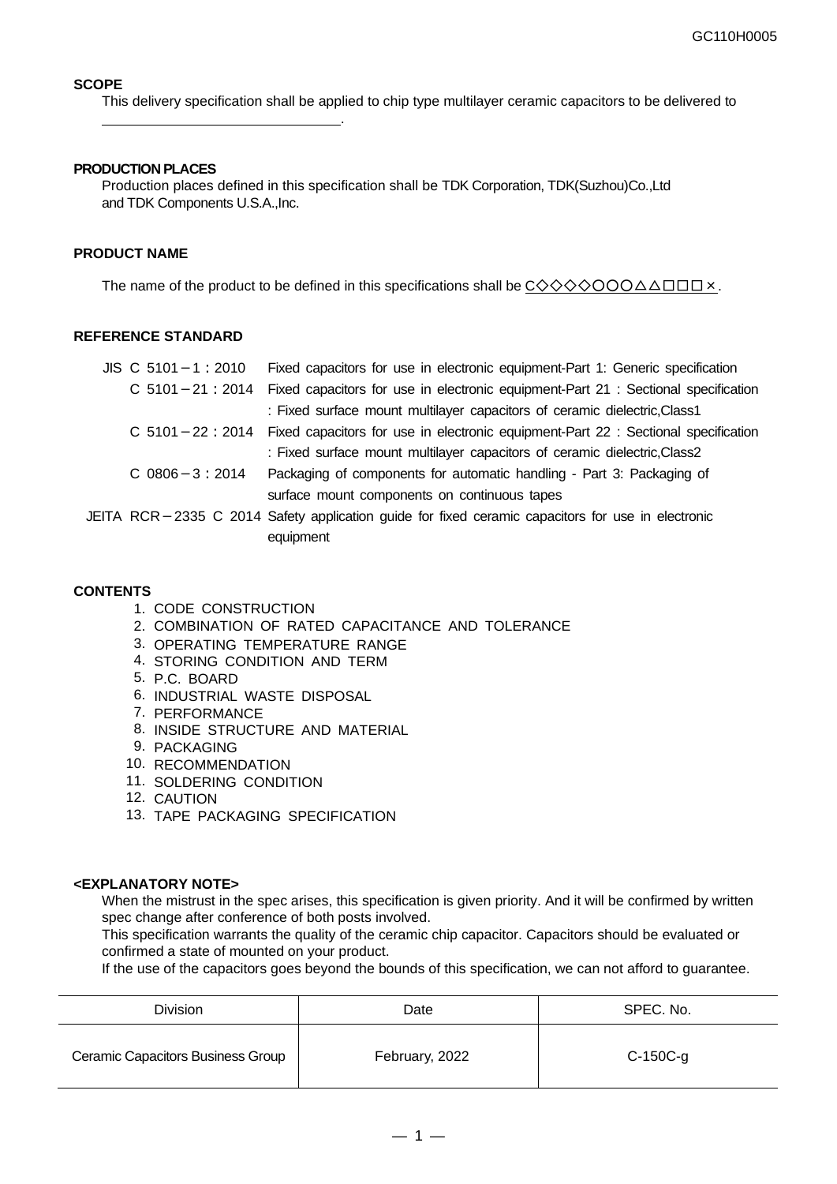**SCOPE**

This delivery specification shall be applied to chip type multilayer ceramic capacitors to be delivered to ______________________________.

**PRODUCTION PLACES**

Production places defined in this specification shall be TDK Corporation, TDK(Suzhou)Co.,Ltd and TDK Components U.S.A.,Inc.

**PRODUCT NAME**

The name of the product to be defined in this specifications shall be C◇◇◇◇○○○△△□□□×.

**REFERENCE STANDARD**

| | |
|---|---|
| JIS C 5101－1：2010 | Fixed capacitors for use in electronic equipment-Part 1: Generic specification |
| C 5101－21：2014 | Fixed capacitors for use in electronic equipment-Part 21 : Sectional specification : Fixed surface mount multilayer capacitors of ceramic dielectric,Class1 |
| C 5101－22：2014 | Fixed capacitors for use in electronic equipment-Part 22 : Sectional specification : Fixed surface mount multilayer capacitors of ceramic dielectric,Class2 |
| C 0806－3：2014 | Packaging of components for automatic handling - Part 3: Packaging of surface mount components on continuous tapes |
| JEITA RCR－2335 C 2014 | Safety application guide for fixed ceramic capacitors for use in electronic equipment |

**CONTENTS**

1. CODE CONSTRUCTION
2. COMBINATION OF RATED CAPACITANCE AND TOLERANCE
3. OPERATING TEMPERATURE RANGE
4. STORING CONDITION AND TERM
5. P.C. BOARD
6. INDUSTRIAL WASTE DISPOSAL
7. PERFORMANCE
8. INSIDE STRUCTURE AND MATERIAL
9. PACKAGING
10. RECOMMENDATION
11. SOLDERING CONDITION
12. CAUTION
13. TAPE PACKAGING SPECIFICATION

**<EXPLANATORY NOTE>**

When the mistrust in the spec arises, this specification is given priority. And it will be confirmed by written spec change after conference of both posts involved.

This specification warrants the quality of the ceramic chip capacitor. Capacitors should be evaluated or confirmed a state of mounted on your product.

If the use of the capacitors goes beyond the bounds of this specification, we can not afford to guarantee.

| Division | Date | SPEC. No. |
|---|---|---|
| Ceramic Capacitors Business Group | February, 2022 | C-150C-g |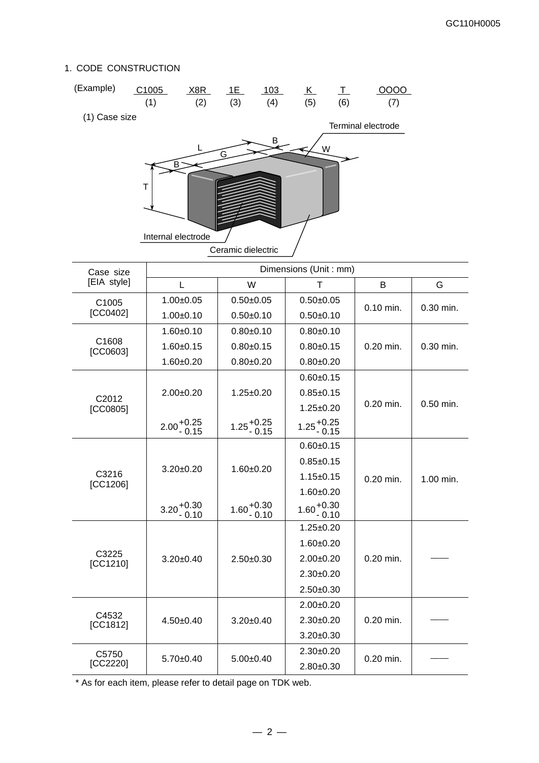## 1. CODE CONSTRUCTION

(Example) C1005 X8R 1E 103 K T OOOO

(1) (2) (3) (4) (5) (6) (7)

(1) Case size

| Case size [EIA style] | Dimensions (Unit : mm) | | | | |
|---|---|---|---|---|---|
| | L | W | T | B | G |
| C1005 [CC0402] | 1.00±0.05 | 0.50±0.05 | 0.50±0.05 | 0.10 min. | 0.30 min. |
| | 1.00±0.10 | 0.50±0.10 | 0.50±0.10 | | |
| C1608 [CC0603] | 1.60±0.10 | 0.80±0.10 | 0.80±0.10 | 0.20 min. | 0.30 min. |
| | 1.60±0.15 | 0.80±0.15 | 0.80±0.15 | | |
| | 1.60±0.20 | 0.80±0.20 | 0.80±0.20 | | |
| C2012 [CC0805] | 2.00±0.20 | 1.25±0.20 | 0.60±0.15 | 0.20 min. | 0.50 min. |
| | | | 0.85±0.15 | | |
| | | | 1.25±0.20 | | |
| | $2.00^{+0.25}_{-0.15}$ | $1.25^{+0.25}_{-0.15}$ | $1.25^{+0.25}_{-0.15}$ | | |
| C3216 [CC1206] | 3.20±0.20 | 1.60±0.20 | 0.60±0.15 | 0.20 min. | 1.00 min. |
| | | | 0.85±0.15 | | |
| | | | 1.15±0.15 | | |
| | | | 1.60±0.20 | | |
| | $3.20^{+0.30}_{-0.10}$ | $1.60^{+0.30}_{-0.10}$ | $1.60^{+0.30}_{-0.10}$ | | |
| C3225 [CC1210] | 3.20±0.40 | 2.50±0.30 | 1.25±0.20 | 0.20 min. | —— |
| | | | 1.60±0.20 | | |
| | | | 2.00±0.20 | | |
| | | | 2.30±0.20 | | |
| | | | 2.50±0.30 | | |
| C4532 [CC1812] | 4.50±0.40 | 3.20±0.40 | 2.00±0.20 | 0.20 min. | —— |
| | | | 2.30±0.20 | | |
| | | | 3.20±0.30 | | |
| C5750 [CC2220] | 5.70±0.40 | 5.00±0.40 | 2.30±0.20 | 0.20 min. | —— |
| | | | 2.80±0.30 | | |

\* As for each item, please refer to detail page on TDK web.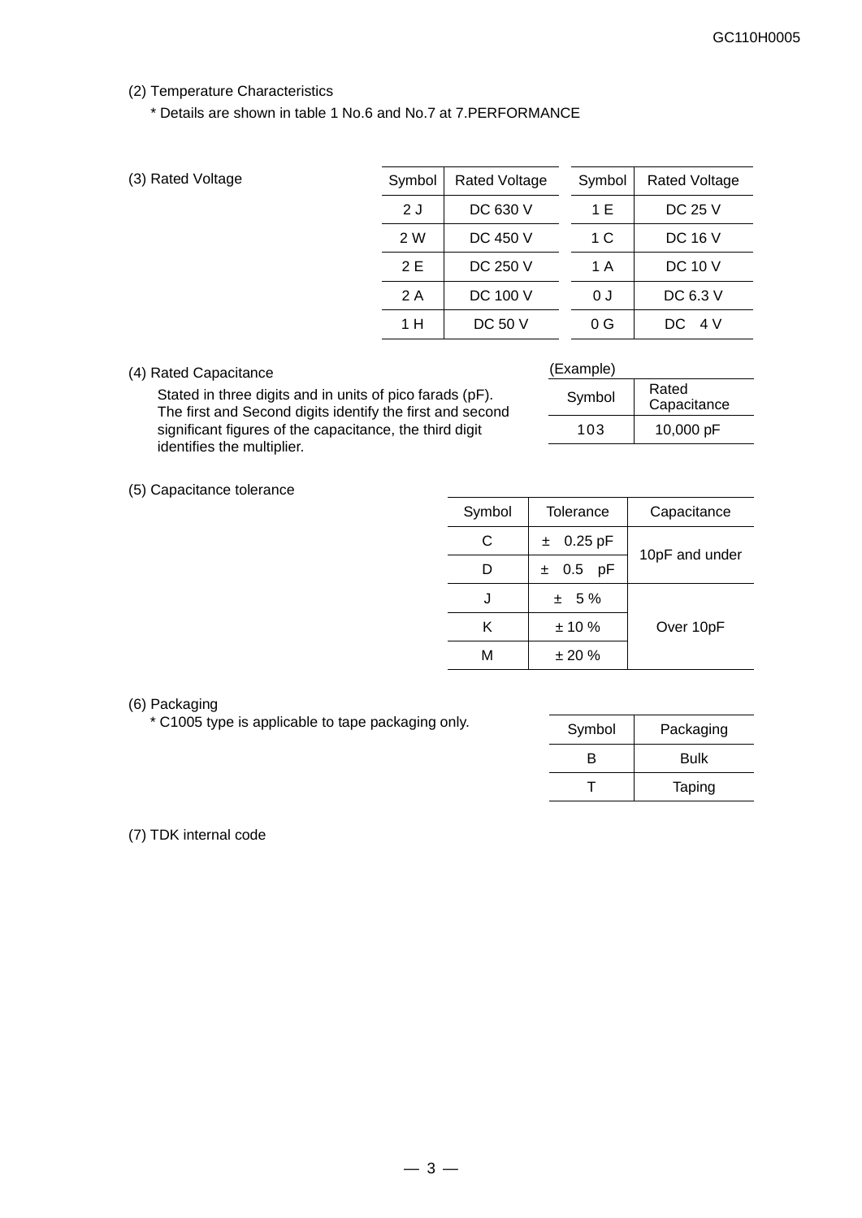(2) Temperature Characteristics

\* Details are shown in table 1 No.6 and No.7 at 7.PERFORMANCE

(3) Rated Voltage

| Symbol | Rated Voltage | Symbol | Rated Voltage |
|---|---|---|---|
| 2 J | DC 630 V | 1 E | DC 25 V |
| 2 W | DC 450 V | 1 C | DC 16 V |
| 2 E | DC 250 V | 1 A | DC 10 V |
| 2 A | DC 100 V | 0 J | DC 6.3 V |
| 1 H | DC 50 V | 0 G | DC 4 V |

(4) Rated Capacitance

Stated in three digits and in units of pico farads (pF). The first and Second digits identify the first and second significant figures of the capacitance, the third digit identifies the multiplier.

(Example)

| Symbol | Rated Capacitance |
|---|---|
| 103 | 10,000 pF |

(5) Capacitance tolerance

| Symbol | Tolerance | Capacitance |
|---|---|---|
| C | ± 0.25 pF | 10pF and under |
| D | ± 0.5 pF | |
| J | ± 5 % | Over 10pF |
| K | ± 10 % | |
| M | ± 20 % | |

(6) Packaging

\* C1005 type is applicable to tape packaging only.

| Symbol | Packaging |
|---|---|
| B | Bulk |
| T | Taping |

(7) TDK internal code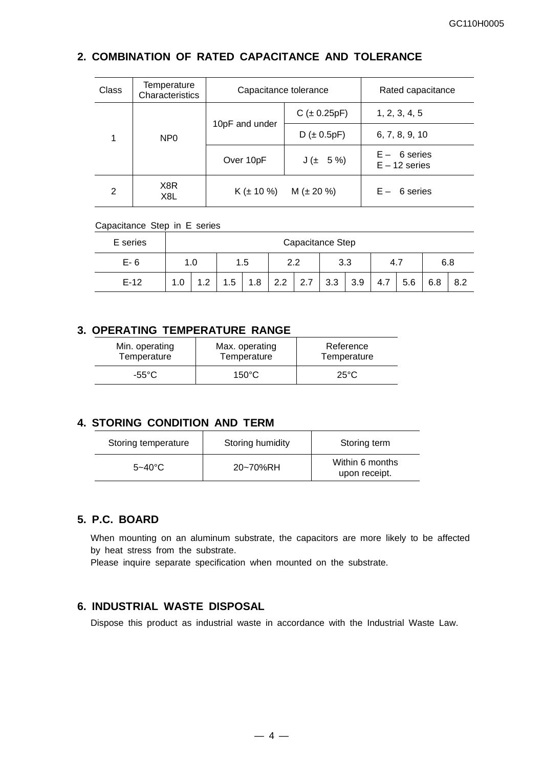## 2. COMBINATION OF RATED CAPACITANCE AND TOLERANCE

| Class | Temperature Characteristics | Capacitance tolerance | | Rated capacitance |
|---|---|---|---|---|
| 1 | NP0 | 10pF and under | C (± 0.25pF) | 1, 2, 3, 4, 5 |
| | | | D (± 0.5pF) | 6, 7, 8, 9, 10 |
| | | Over 10pF | J (± 5 %) | E – 6 series<br>E – 12 series |
| 2 | X8R<br>X8L | K (± 10 %) M (± 20 %) | | E – 6 series |

Capacitance Step in E series

| E series | Capacitance Step | | | | | | | | | | | |
|---|---|---|---|---|---|---|---|---|---|---|---|---|
| E- 6 | 1.0 | | 1.5 | | 2.2 | | 3.3 | | 4.7 | | 6.8 | |
| E-12 | 1.0 | 1.2 | 1.5 | 1.8 | 2.2 | 2.7 | 3.3 | 3.9 | 4.7 | 5.6 | 6.8 | 8.2 |

## 3. OPERATING TEMPERATURE RANGE

| Min. operating Temperature | Max. operating Temperature | Reference Temperature |
|---|---|---|
| -55°C | 150°C | 25°C |

## 4. STORING CONDITION AND TERM

| Storing temperature | Storing humidity | Storing term |
|---|---|---|
| 5~40°C | 20~70%RH | Within 6 months upon receipt. |

## 5. P.C. BOARD

When mounting on an aluminum substrate, the capacitors are more likely to be affected by heat stress from the substrate.
Please inquire separate specification when mounted on the substrate.

## 6. INDUSTRIAL WASTE DISPOSAL

Dispose this product as industrial waste in accordance with the Industrial Waste Law.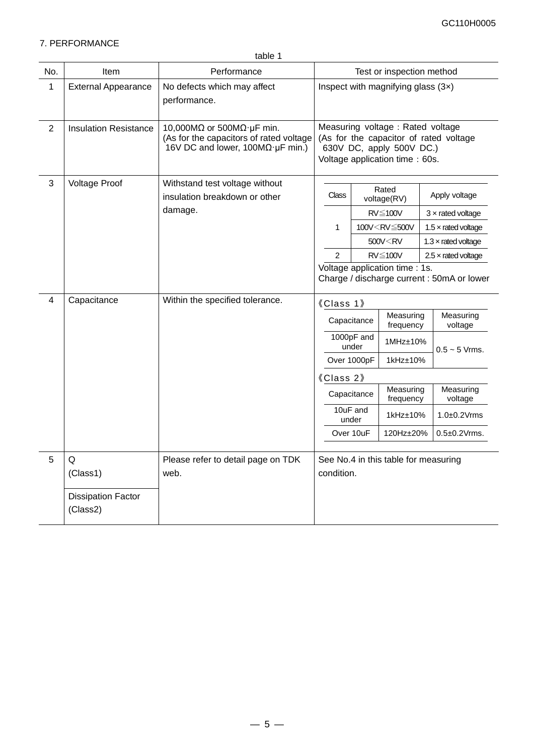## 7. PERFORMANCE

table 1

| No. | Item | Performance | Test or inspection method |
|---|---|---|---|
| 1 | External Appearance | No defects which may affect performance. | Inspect with magnifying glass (3×) |
| 2 | Insulation Resistance | 10,000MΩ or 500MΩ·μF min. (As for the capacitors of rated voltage 16V DC and lower, 100MΩ·μF min.) | Measuring voltage : Rated voltage (As for the capacitor of rated voltage 630V DC, apply 500V DC.) Voltage application time : 60s. |
| 3 | Voltage Proof | Withstand test voltage without insulation breakdown or other damage. | See voltage proof table below. Voltage application time : 1s. Charge / discharge current : 50mA or lower |
| 4 | Capacitance | Within the specified tolerance. | See capacitance measuring tables below. |
| 5 | Q (Class1) / Dissipation Factor (Class2) | Please refer to detail page on TDK web. | See No.4 in this table for measuring condition. |

**No. 3 Voltage Proof – applied voltage:**

| Class | Rated voltage(RV) | Apply voltage |
|---|---|---|
| 1 | RV≦100V | 3 × rated voltage |
|  | 100V＜RV≦500V | 1.5 × rated voltage |
|  | 500V＜RV | 1.3 × rated voltage |
| 2 | RV≦100V | 2.5 × rated voltage |

Voltage application time : 1s.
Charge / discharge current : 50mA or lower

**No. 4 Capacitance – measuring conditions:**

《Class 1》

| Capacitance | Measuring frequency | Measuring voltage |
|---|---|---|
| 1000pF and under | 1MHz±10% | 0.5 ~ 5 Vrms. |
| Over 1000pF | 1kHz±10% | 0.5 ~ 5 Vrms. |

《Class 2》

| Capacitance | Measuring frequency | Measuring voltage |
|---|---|---|
| 10uF and under | 1kHz±10% | 1.0±0.2Vrms |
| Over 10uF | 120Hz±20% | 0.5±0.2Vrms. |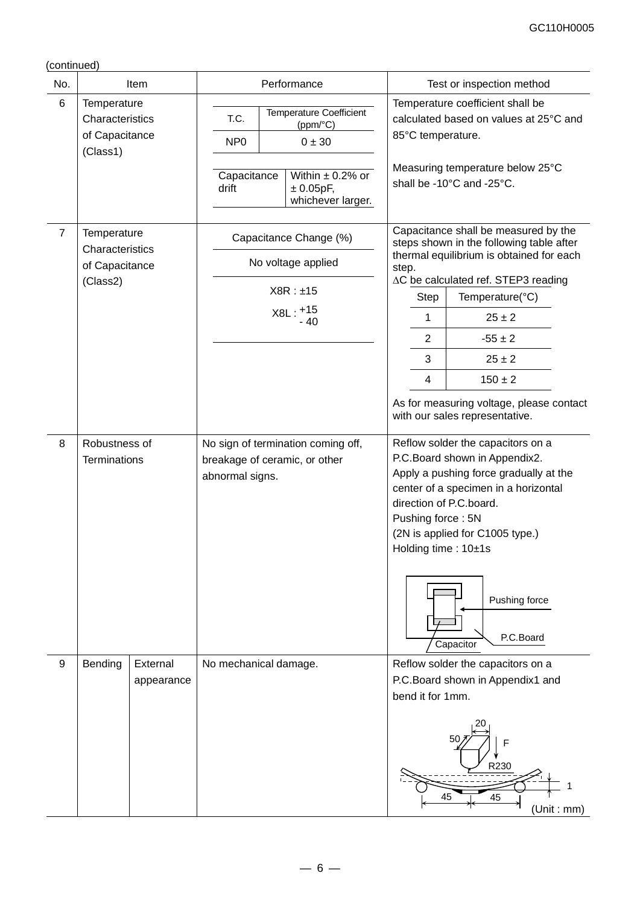(continued)

| No. | Item | | Performance | Test or inspection method |
|---|---|---|---|---|
| 6 | Temperature Characteristics of Capacitance (Class1) | | T.C.: NP0; Temperature Coefficient (ppm/°C): 0 ± 30<br>Capacitance drift: Within ± 0.2% or ± 0.05pF, whichever larger. | Temperature coefficient shall be calculated based on values at 25°C and 85°C temperature.<br>Measuring temperature below 25°C shall be -10°C and -25°C. |
| 7 | Temperature Characteristics of Capacitance (Class2) | | Capacitance Change (%)<br>No voltage applied<br>X8R : ±15<br>X8L : +15 / - 40 | Capacitance shall be measured by the steps shown in the following table after thermal equilibrium is obtained for each step.<br>∆C be calculated ref. STEP3 reading<br>Step 1: 25 ± 2 °C<br>Step 2: -55 ± 2 °C<br>Step 3: 25 ± 2 °C<br>Step 4: 150 ± 2 °C<br>As for measuring voltage, please contact with our sales representative. |
| 8 | Robustness of Terminations | | No sign of termination coming off, breakage of ceramic, or other abnormal signs. | Reflow solder the capacitors on a P.C.Board shown in Appendix2.<br>Apply a pushing force gradually at the center of a specimen in a horizontal direction of P.C.board.<br>Pushing force : 5N<br>(2N is applied for C1005 type.)<br>Holding time : 10±1s<br>(Figure labels: Pushing force, P.C.Board, Capacitor) |
| 9 | Bending | External appearance | No mechanical damage. | Reflow solder the capacitors on a P.C.Board shown in Appendix1 and bend it for 1mm.<br>(Figure labels: 20, 50, F, R230, 1, 45, 45)<br>(Unit : mm) |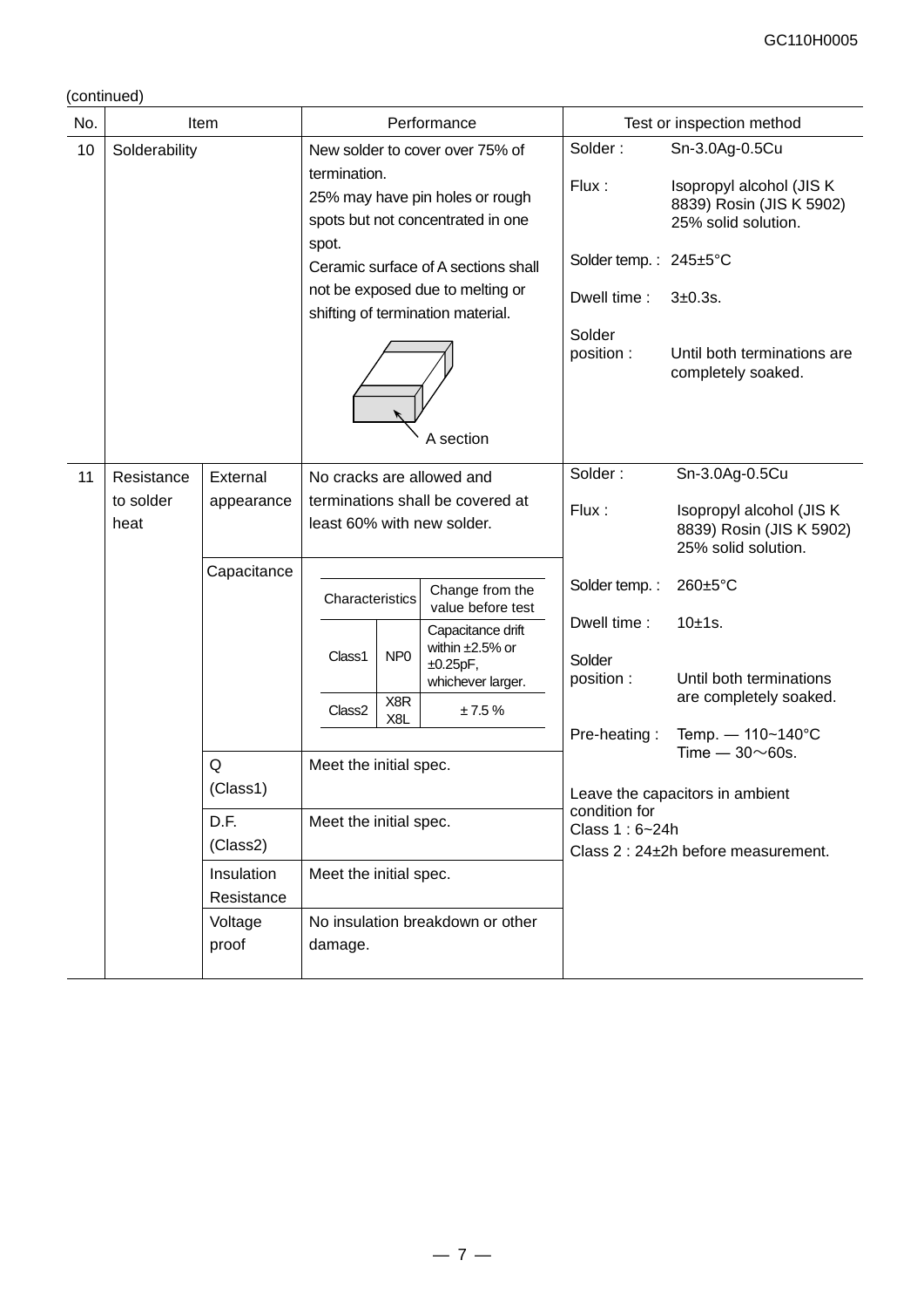(continued)

| No. | Item | | Performance | Test or inspection method |
|---|---|---|---|---|
| 10 | Solderability | | New solder to cover over 75% of termination.<br>25% may have pin holes or rough spots but not concentrated in one spot.<br>Ceramic surface of A sections shall not be exposed due to melting or shifting of termination material.<br><br>A section | Solder : Sn-3.0Ag-0.5Cu<br>Flux : Isopropyl alcohol (JIS K 8839) Rosin (JIS K 5902) 25% solid solution.<br>Solder temp. : 245±5°C<br>Dwell time : 3±0.3s.<br>Solder position : Until both terminations are completely soaked. |
| 11 | Resistance to solder heat | External appearance | No cracks are allowed and terminations shall be covered at least 60% with new solder. | Solder : Sn-3.0Ag-0.5Cu<br>Flux : Isopropyl alcohol (JIS K 8839) Rosin (JIS K 5902) 25% solid solution.<br>Solder temp. : 260±5°C<br>Dwell time : 10±1s.<br>Solder position : Until both terminations are completely soaked.<br>Pre-heating : Temp. — 110~140°C Time — 30～60s.<br><br>Leave the capacitors in ambient condition for<br>Class 1 : 6~24h<br>Class 2 : 24±2h before measurement. |
| | | Capacitance | Characteristics / Change from the value before test:<br>Class1, NP0: Capacitance drift within ±2.5% or ±0.25pF, whichever larger.<br>Class2, X8R X8L: ± 7.5 % | |
| | | Q (Class1) | Meet the initial spec. | |
| | | D.F. (Class2) | Meet the initial spec. | |
| | | Insulation Resistance | Meet the initial spec. | |
| | | Voltage proof | No insulation breakdown or other damage. | |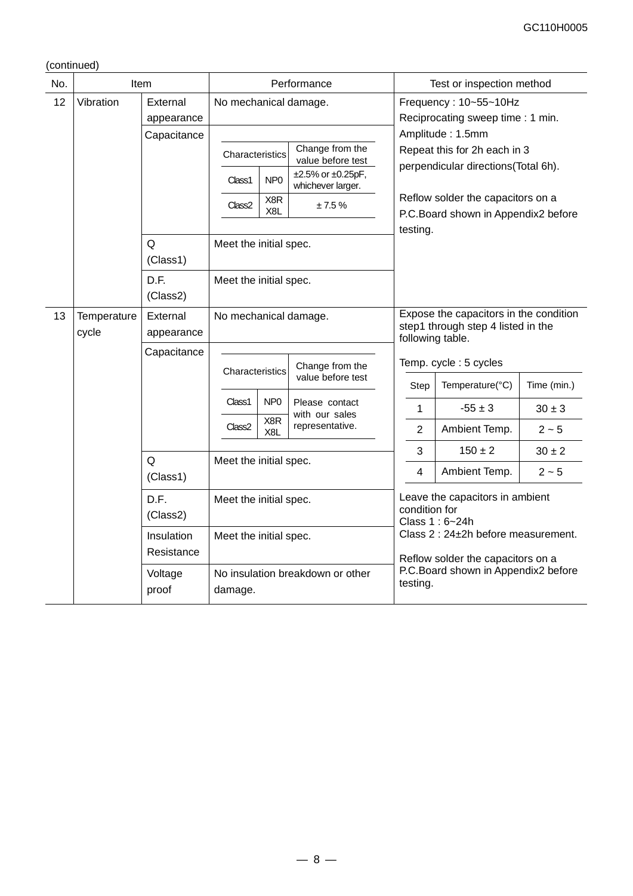(continued)

| No. | Item | | Performance | Test or inspection method |
|---|---|---|---|---|
| 12 | Vibration | External appearance | No mechanical damage. | Frequency : 10~55~10Hz<br>Reciprocating sweep time : 1 min.<br>Amplitude : 1.5mm<br>Repeat this for 2h each in 3 perpendicular directions(Total 6h).<br><br>Reflow solder the capacitors on a P.C.Board shown in Appendix2 before testing. |
| | | Capacitance | Characteristics / Change from the value before test:<br>Class1 NP0: ±2.5% or ±0.25pF, whichever larger.<br>Class2 X8R X8L: ± 7.5 % | |
| | | Q (Class1) | Meet the initial spec. | |
| | | D.F. (Class2) | Meet the initial spec. | |
| 13 | Temperature cycle | External appearance | No mechanical damage. | Expose the capacitors in the condition step1 through step 4 listed in the following table.<br><br>Temp. cycle : 5 cycles<br><br>Step 1: Temperature(°C) -55 ± 3, Time (min.) 30 ± 3<br>Step 2: Ambient Temp., 2 ~ 5<br>Step 3: 150 ± 2, 30 ± 2<br>Step 4: Ambient Temp., 2 ~ 5<br><br>Leave the capacitors in ambient condition for<br>Class 1 : 6~24h<br>Class 2 : 24±2h before measurement.<br><br>Reflow solder the capacitors on a P.C.Board shown in Appendix2 before testing. |
| | | Capacitance | Characteristics / Change from the value before test:<br>Class1 NP0, Class2 X8R X8L: Please contact with our sales representative. | |
| | | Q (Class1) | Meet the initial spec. | |
| | | D.F. (Class2) | Meet the initial spec. | |
| | | Insulation Resistance | Meet the initial spec. | |
| | | Voltage proof | No insulation breakdown or other damage. | |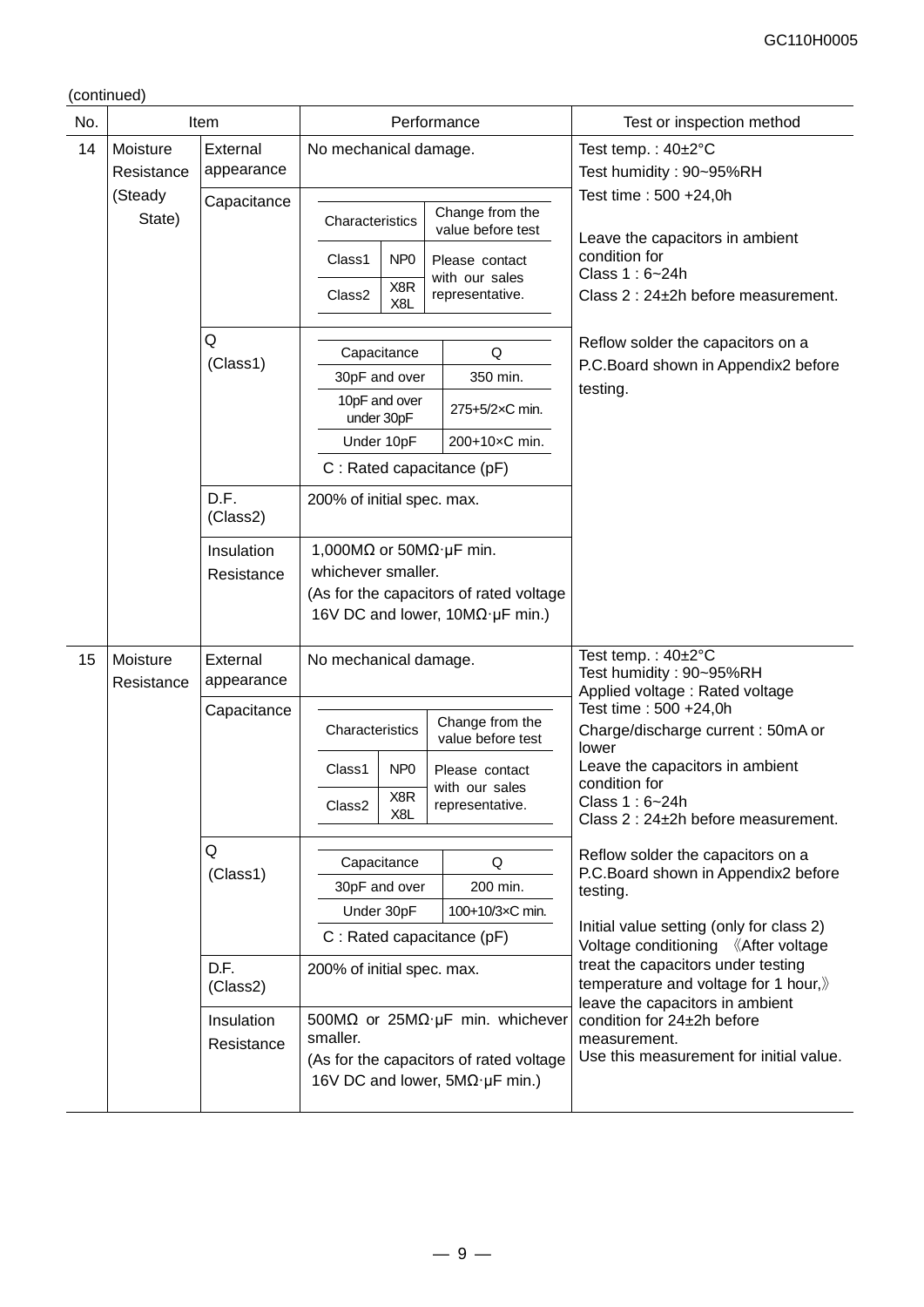(continued)

| No. | Item | | Performance | Test or inspection method |
|---|---|---|---|---|
| 14 | Moisture Resistance (Steady State) | External appearance | No mechanical damage. | Test temp. : 40±2°C<br>Test humidity : 90~95%RH<br>Test time : 500 +24,0h<br><br>Leave the capacitors in ambient condition for<br>Class 1 : 6~24h<br>Class 2 : 24±2h before measurement.<br><br>Reflow solder the capacitors on a P.C.Board shown in Appendix2 before testing. |
| | | Capacitance | Characteristics / Change from the value before test:<br>Class1 NP0: Please contact with our sales representative.<br>Class2 X8R, X8L: Please contact with our sales representative. | |
| | | Q (Class1) | Capacitance / Q:<br>30pF and over: 350 min.<br>10pF and over under 30pF: 275+5/2×C min.<br>Under 10pF: 200+10×C min.<br>C : Rated capacitance (pF) | |
| | | D.F. (Class2) | 200% of initial spec. max. | |
| | | Insulation Resistance | 1,000MΩ or 50MΩ·μF min. whichever smaller.<br>(As for the capacitors of rated voltage 16V DC and lower, 10MΩ·μF min.) | |
| 15 | Moisture Resistance | External appearance | No mechanical damage. | Test temp. : 40±2°C<br>Test humidity : 90~95%RH<br>Applied voltage : Rated voltage<br>Test time : 500 +24,0h<br>Charge/discharge current : 50mA or lower<br>Leave the capacitors in ambient condition for<br>Class 1 : 6~24h<br>Class 2 : 24±2h before measurement.<br><br>Reflow solder the capacitors on a P.C.Board shown in Appendix2 before testing.<br><br>Initial value setting (only for class 2)<br>Voltage conditioning 《After voltage treat the capacitors under testing temperature and voltage for 1 hour,》 leave the capacitors in ambient condition for 24±2h before measurement.<br>Use this measurement for initial value. |
| | | Capacitance | Characteristics / Change from the value before test:<br>Class1 NP0: Please contact with our sales representative.<br>Class2 X8R, X8L: Please contact with our sales representative. | |
| | | Q (Class1) | Capacitance / Q:<br>30pF and over: 200 min.<br>Under 30pF: 100+10/3×C min.<br>C : Rated capacitance (pF) | |
| | | D.F. (Class2) | 200% of initial spec. max. | |
| | | Insulation Resistance | 500MΩ or 25MΩ·μF min. whichever smaller.<br>(As for the capacitors of rated voltage 16V DC and lower, 5MΩ·μF min.) | |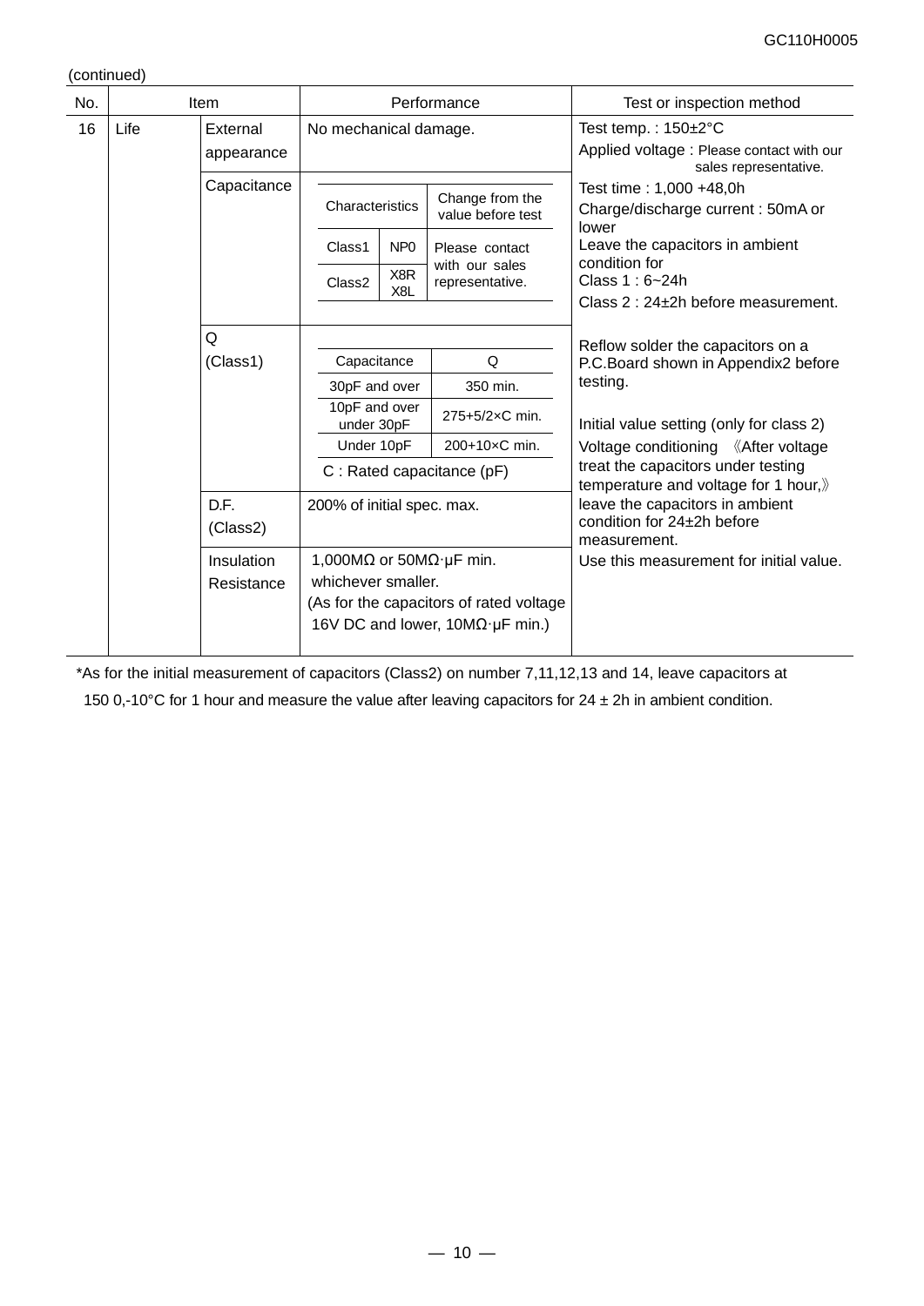(continued)

| No. | Item | | Performance | Test or inspection method |
|---|---|---|---|---|
| 16 | Life | External appearance | No mechanical damage. | Test temp. : 150±2°C<br>Applied voltage : Please contact with our sales representative.<br>Test time : 1,000 +48,0h<br>Charge/discharge current : 50mA or lower<br>Leave the capacitors in ambient condition for<br>Class 1 : 6~24h<br>Class 2 : 24±2h before measurement.<br><br>Reflow solder the capacitors on a P.C.Board shown in Appendix2 before testing.<br><br>Initial value setting (only for class 2)<br>Voltage conditioning 《After voltage treat the capacitors under testing temperature and voltage for 1 hour,》 leave the capacitors in ambient condition for 24±2h before measurement.<br>Use this measurement for initial value. |
| | | Capacitance | Characteristics / Change from the value before test:<br>Class1 NP0: Please contact with our sales representative.<br>Class2 X8R, X8L: Please contact with our sales representative. | |
| | | Q (Class1) | Capacitance / Q:<br>30pF and over: 350 min.<br>10pF and over under 30pF: 275+5/2×C min.<br>Under 10pF: 200+10×C min.<br>C : Rated capacitance (pF) | |
| | | D.F. (Class2) | 200% of initial spec. max. | |
| | | Insulation Resistance | 1,000MΩ or 50MΩ·μF min. whichever smaller.<br>(As for the capacitors of rated voltage 16V DC and lower, 10MΩ·μF min.) | |

*As for the initial measurement of capacitors (Class2) on number 7,11,12,13 and 14, leave capacitors at 150 0,-10°C for 1 hour and measure the value after leaving capacitors for 24 ± 2h in ambient condition.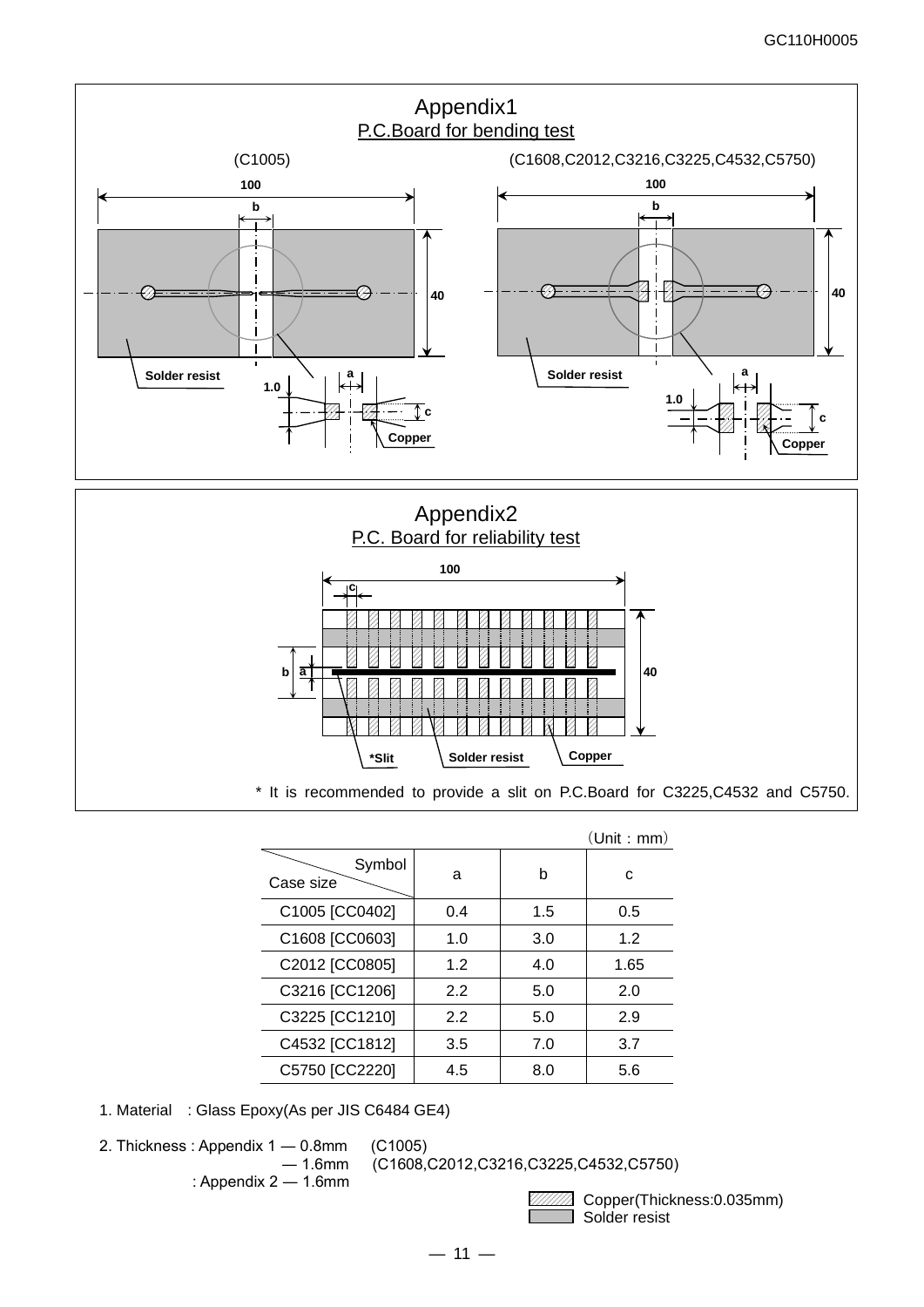# Appendix1

## P.C.Board for bending test

(C1005) (C1608,C2012,C3216,C3225,C4532,C5750)

# Appendix2

## P.C. Board for reliability test

\* It is recommended to provide a slit on P.C.Board for C3225,C4532 and C5750.

（Unit : mm）

| Case size \ Symbol | a | b | c |
|---|---|---|---|
| C1005 [CC0402] | 0.4 | 1.5 | 0.5 |
| C1608 [CC0603] | 1.0 | 3.0 | 1.2 |
| C2012 [CC0805] | 1.2 | 4.0 | 1.65 |
| C3216 [CC1206] | 2.2 | 5.0 | 2.0 |
| C3225 [CC1210] | 2.2 | 5.0 | 2.9 |
| C4532 [CC1812] | 3.5 | 7.0 | 3.7 |
| C5750 [CC2220] | 4.5 | 8.0 | 5.6 |

1. Material : Glass Epoxy(As per JIS C6484 GE4)

2. Thickness : Appendix 1 — 0.8mm (C1005)
   — 1.6mm (C1608,C2012,C3216,C3225,C4532,C5750)
   : Appendix 2 — 1.6mm

Copper(Thickness:0.035mm)
Solder resist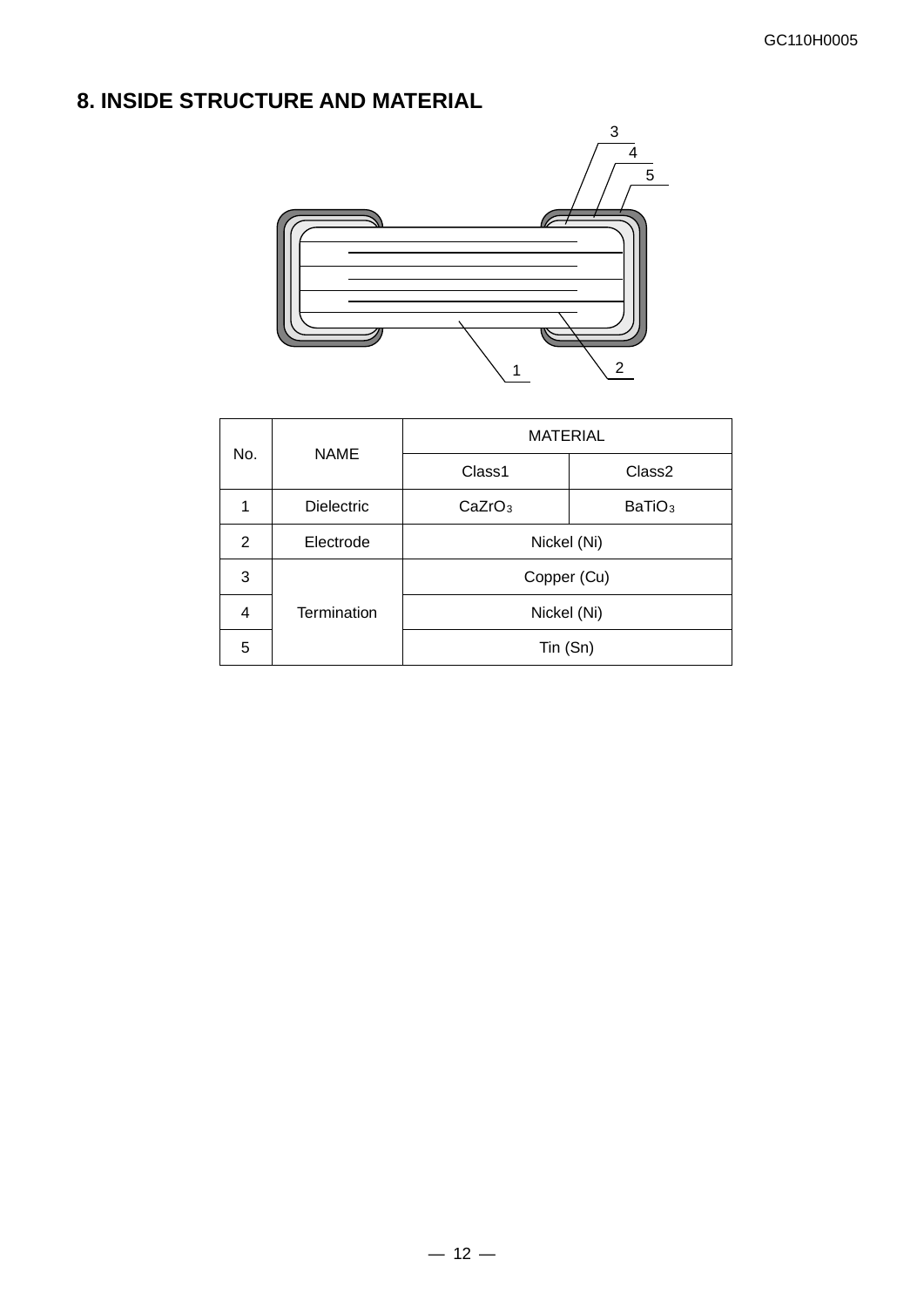## 8. INSIDE STRUCTURE AND MATERIAL

| No. | NAME | MATERIAL | |
|---|---|---|---|
| | | Class1 | Class2 |
| 1 | Dielectric | $CaZrO_3$ | $BaTiO_3$ |
| 2 | Electrode | Nickel (Ni) | |
| 3 | Termination | Copper (Cu) | |
| 4 | | Nickel (Ni) | |
| 5 | | Tin (Sn) | |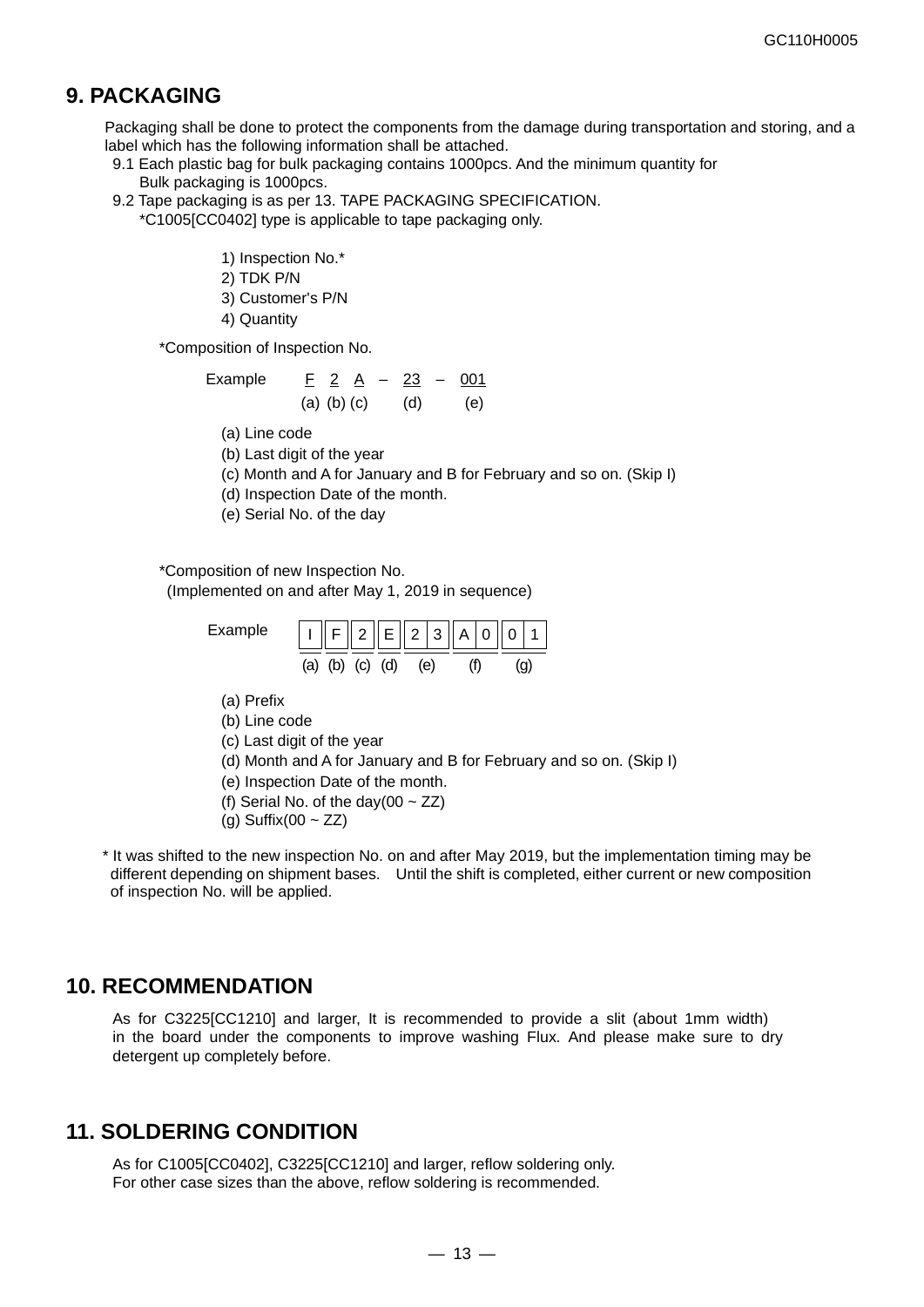## 9. PACKAGING

Packaging shall be done to protect the components from the damage during transportation and storing, and a label which has the following information shall be attached.

9.1 Each plastic bag for bulk packaging contains 1000pcs. And the minimum quantity for Bulk packaging is 1000pcs.

9.2 Tape packaging is as per 13. TAPE PACKAGING SPECIFICATION.
*C1005[CC0402] type is applicable to tape packaging only.

1) Inspection No.*
2) TDK P/N
3) Customer's P/N
4) Quantity

*Composition of Inspection No.

Example F 2 A – 23 – 001
(a) (b) (c) (d) (e)

(a) Line code
(b) Last digit of the year
(c) Month and A for January and B for February and so on. (Skip I)
(d) Inspection Date of the month.
(e) Serial No. of the day

*Composition of new Inspection No.
(Implemented on and after May 1, 2019 in sequence)

Example

| I | F | 2 | E | 2 | 3 | A | 0 | 0 | 1 |
|---|---|---|---|---|---|---|---|---|---|
| (a) | (b) | (c) | (d) | (e) | | (f) | | (g) | |

(a) Prefix
(b) Line code
(c) Last digit of the year
(d) Month and A for January and B for February and so on. (Skip I)
(e) Inspection Date of the month.
(f) Serial No. of the day(00 ~ ZZ)
(g) Suffix(00 ~ ZZ)

* It was shifted to the new inspection No. on and after May 2019, but the implementation timing may be different depending on shipment bases. Until the shift is completed, either current or new composition of inspection No. will be applied.

## 10. RECOMMENDATION

As for C3225[CC1210] and larger, It is recommended to provide a slit (about 1mm width) in the board under the components to improve washing Flux. And please make sure to dry detergent up completely before.

## 11. SOLDERING CONDITION

As for C1005[CC0402], C3225[CC1210] and larger, reflow soldering only.
For other case sizes than the above, reflow soldering is recommended.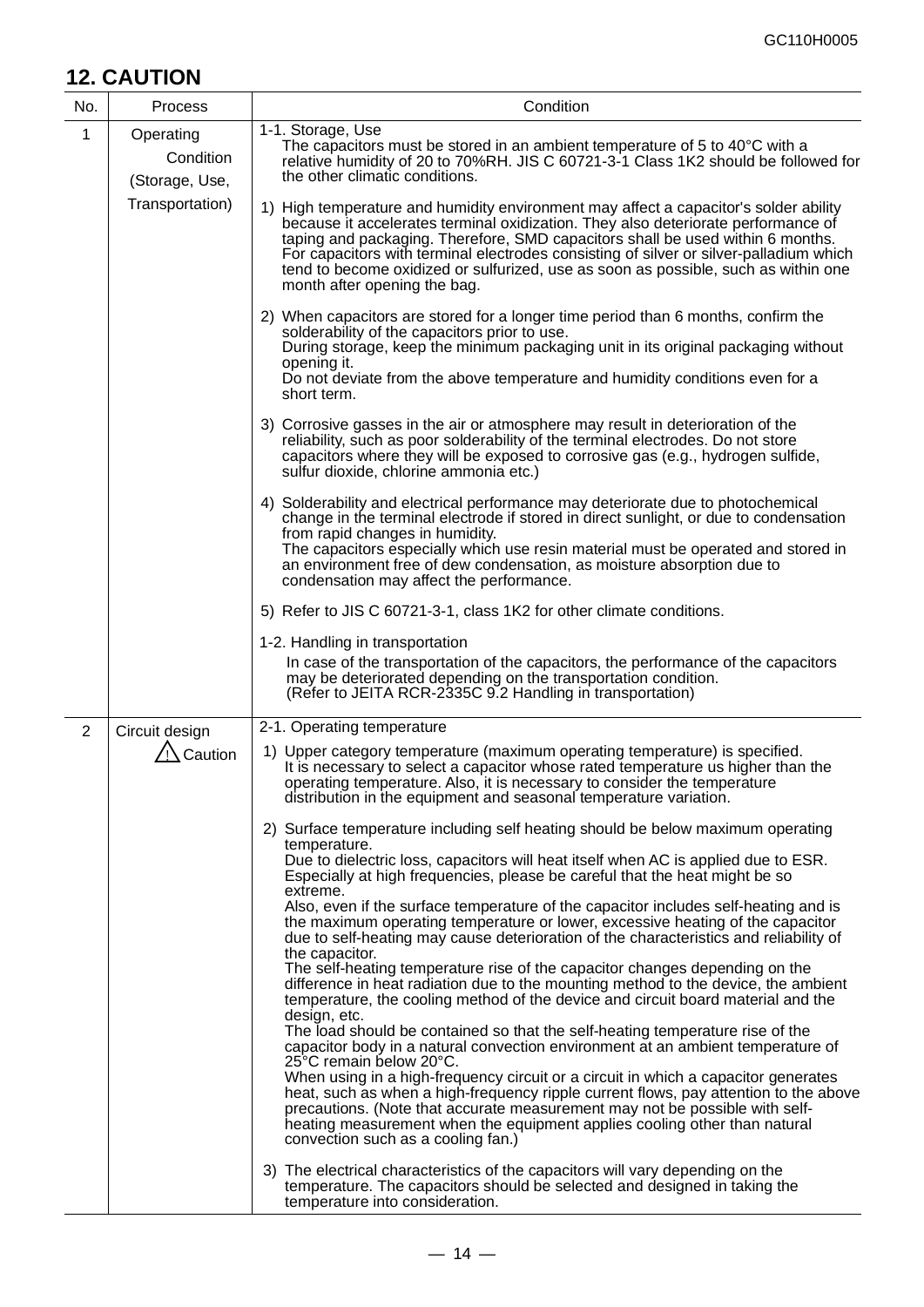## 12. CAUTION

| No. | Process | Condition |
|---|---|---|
| 1 | Operating Condition (Storage, Use, Transportation) | 1-1. Storage, Use<br>The capacitors must be stored in an ambient temperature of 5 to 40°C with a relative humidity of 20 to 70%RH. JIS C 60721-3-1 Class 1K2 should be followed for the other climatic conditions.<br><br>1) High temperature and humidity environment may affect a capacitor's solder ability because it accelerates terminal oxidization. They also deteriorate performance of taping and packaging. Therefore, SMD capacitors shall be used within 6 months. For capacitors with terminal electrodes consisting of silver or silver-palladium which tend to become oxidized or sulfurized, use as soon as possible, such as within one month after opening the bag.<br><br>2) When capacitors are stored for a longer time period than 6 months, confirm the solderability of the capacitors prior to use.<br>During storage, keep the minimum packaging unit in its original packaging without opening it.<br>Do not deviate from the above temperature and humidity conditions even for a short term.<br><br>3) Corrosive gasses in the air or atmosphere may result in deterioration of the reliability, such as poor solderability of the terminal electrodes. Do not store capacitors where they will be exposed to corrosive gas (e.g., hydrogen sulfide, sulfur dioxide, chlorine ammonia etc.)<br><br>4) Solderability and electrical performance may deteriorate due to photochemical change in the terminal electrode if stored in direct sunlight, or due to condensation from rapid changes in humidity.<br>The capacitors especially which use resin material must be operated and stored in an environment free of dew condensation, as moisture absorption due to condensation may affect the performance.<br><br>5) Refer to JIS C 60721-3-1, class 1K2 for other climate conditions.<br><br>1-2. Handling in transportation<br>In case of the transportation of the capacitors, the performance of the capacitors may be deteriorated depending on the transportation condition.<br>(Refer to JEITA RCR-2335C 9.2 Handling in transportation) |
| 2 | Circuit design<br>⚠ Caution | 2-1. Operating temperature<br>1) Upper category temperature (maximum operating temperature) is specified. It is necessary to select a capacitor whose rated temperature us higher than the operating temperature. Also, it is necessary to consider the temperature distribution in the equipment and seasonal temperature variation.<br><br>2) Surface temperature including self heating should be below maximum operating temperature.<br>Due to dielectric loss, capacitors will heat itself when AC is applied due to ESR. Especially at high frequencies, please be careful that the heat might be so extreme.<br>Also, even if the surface temperature of the capacitor includes self-heating and is the maximum operating temperature or lower, excessive heating of the capacitor due to self-heating may cause deterioration of the characteristics and reliability of the capacitor.<br>The self-heating temperature rise of the capacitor changes depending on the difference in heat radiation due to the mounting method to the device, the ambient temperature, the cooling method of the device and circuit board material and the design, etc.<br>The load should be contained so that the self-heating temperature rise of the capacitor body in a natural convection environment at an ambient temperature of 25°C remain below 20°C.<br>When using in a high-frequency circuit or a circuit in which a capacitor generates heat, such as when a high-frequency ripple current flows, pay attention to the above precautions. (Note that accurate measurement may not be possible with self-heating measurement when the equipment applies cooling other than natural convection such as a cooling fan.)<br><br>3) The electrical characteristics of the capacitors will vary depending on the temperature. The capacitors should be selected and designed in taking the temperature into consideration. |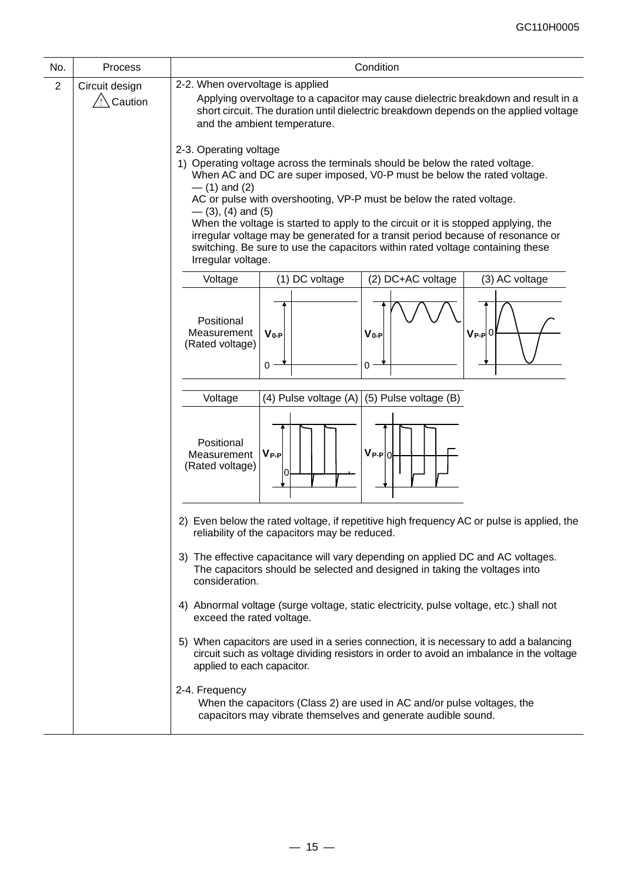| No. | Process | Condition |
|---|---|---|
| 2 | Circuit design ⚠ Caution | 2-2. When overvoltage is applied<br>Applying overvoltage to a capacitor may cause dielectric breakdown and result in a short circuit. The duration until dielectric breakdown depends on the applied voltage and the ambient temperature.<br><br>2-3. Operating voltage<br>1) Operating voltage across the terminals should be below the rated voltage. When AC and DC are super imposed, V0-P must be below the rated voltage. — (1) and (2)<br>AC or pulse with overshooting, VP-P must be below the rated voltage. — (3), (4) and (5)<br>When the voltage is started to apply to the circuit or it is stopped applying, the irregular voltage may be generated for a transit period because of resonance or switching. Be sure to use the capacitors within rated voltage containing these Irregular voltage. |

| Voltage | (1) DC voltage | (2) DC+AC voltage | (3) AC voltage |
|---|---|---|---|
| Positional Measurement (Rated voltage) | $V_{0\text{-}P}$ | $V_{0\text{-}P}$ | $V_{P\text{-}P}$ |

| Voltage | (4) Pulse voltage (A) | (5) Pulse voltage (B) |
|---|---|---|
| Positional Measurement (Rated voltage) | $V_{P\text{-}P}$ | $V_{P\text{-}P}$ |

2) Even below the rated voltage, if repetitive high frequency AC or pulse is applied, the reliability of the capacitors may be reduced.

3) The effective capacitance will vary depending on applied DC and AC voltages. The capacitors should be selected and designed in taking the voltages into consideration.

4) Abnormal voltage (surge voltage, static electricity, pulse voltage, etc.) shall not exceed the rated voltage.

5) When capacitors are used in a series connection, it is necessary to add a balancing circuit such as voltage dividing resistors in order to avoid an imbalance in the voltage applied to each capacitor.

2-4. Frequency

When the capacitors (Class 2) are used in AC and/or pulse voltages, the capacitors may vibrate themselves and generate audible sound.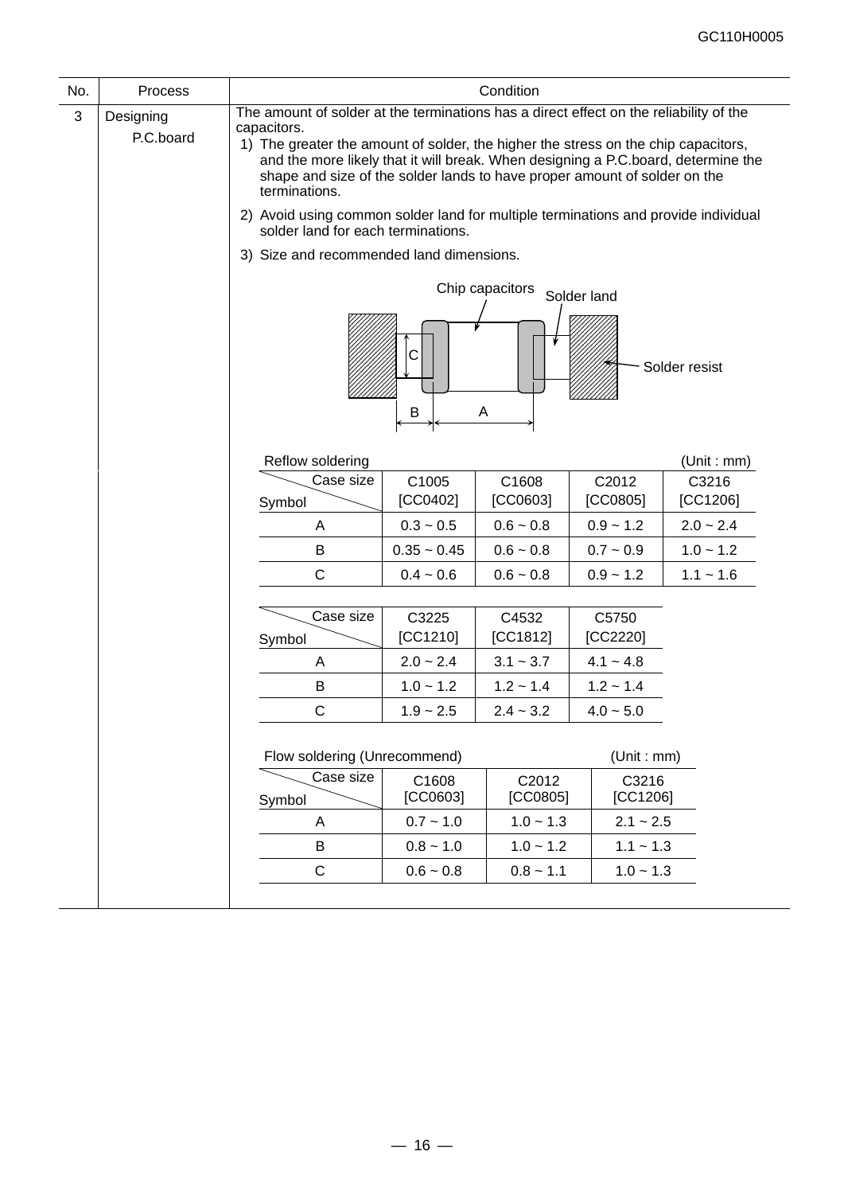| No. | Process | Condition |
|---|---|---|
| 3 | Designing P.C.board | The amount of solder at the terminations has a direct effect on the reliability of the capacitors. |

1) The greater the amount of solder, the higher the stress on the chip capacitors, and the more likely that it will break. When designing a P.C.board, determine the shape and size of the solder lands to have proper amount of solder on the terminations.

2) Avoid using common solder land for multiple terminations and provide individual solder land for each terminations.

3) Size and recommended land dimensions.

Chip capacitors  Solder land  Solder resist

C  B  A

Reflow soldering (Unit : mm)

| Symbol \ Case size | C1005 [CC0402] | C1608 [CC0603] | C2012 [CC0805] | C3216 [CC1206] |
|---|---|---|---|---|
| A | 0.3 ~ 0.5 | 0.6 ~ 0.8 | 0.9 ~ 1.2 | 2.0 ~ 2.4 |
| B | 0.35 ~ 0.45 | 0.6 ~ 0.8 | 0.7 ~ 0.9 | 1.0 ~ 1.2 |
| C | 0.4 ~ 0.6 | 0.6 ~ 0.8 | 0.9 ~ 1.2 | 1.1 ~ 1.6 |

| Symbol \ Case size | C3225 [CC1210] | C4532 [CC1812] | C5750 [CC2220] |
|---|---|---|---|
| A | 2.0 ~ 2.4 | 3.1 ~ 3.7 | 4.1 ~ 4.8 |
| B | 1.0 ~ 1.2 | 1.2 ~ 1.4 | 1.2 ~ 1.4 |
| C | 1.9 ~ 2.5 | 2.4 ~ 3.2 | 4.0 ~ 5.0 |

Flow soldering (Unrecommend) (Unit : mm)

| Symbol \ Case size | C1608 [CC0603] | C2012 [CC0805] | C3216 [CC1206] |
|---|---|---|---|
| A | 0.7 ~ 1.0 | 1.0 ~ 1.3 | 2.1 ~ 2.5 |
| B | 0.8 ~ 1.0 | 1.0 ~ 1.2 | 1.1 ~ 1.3 |
| C | 0.6 ~ 0.8 | 0.8 ~ 1.1 | 1.0 ~ 1.3 |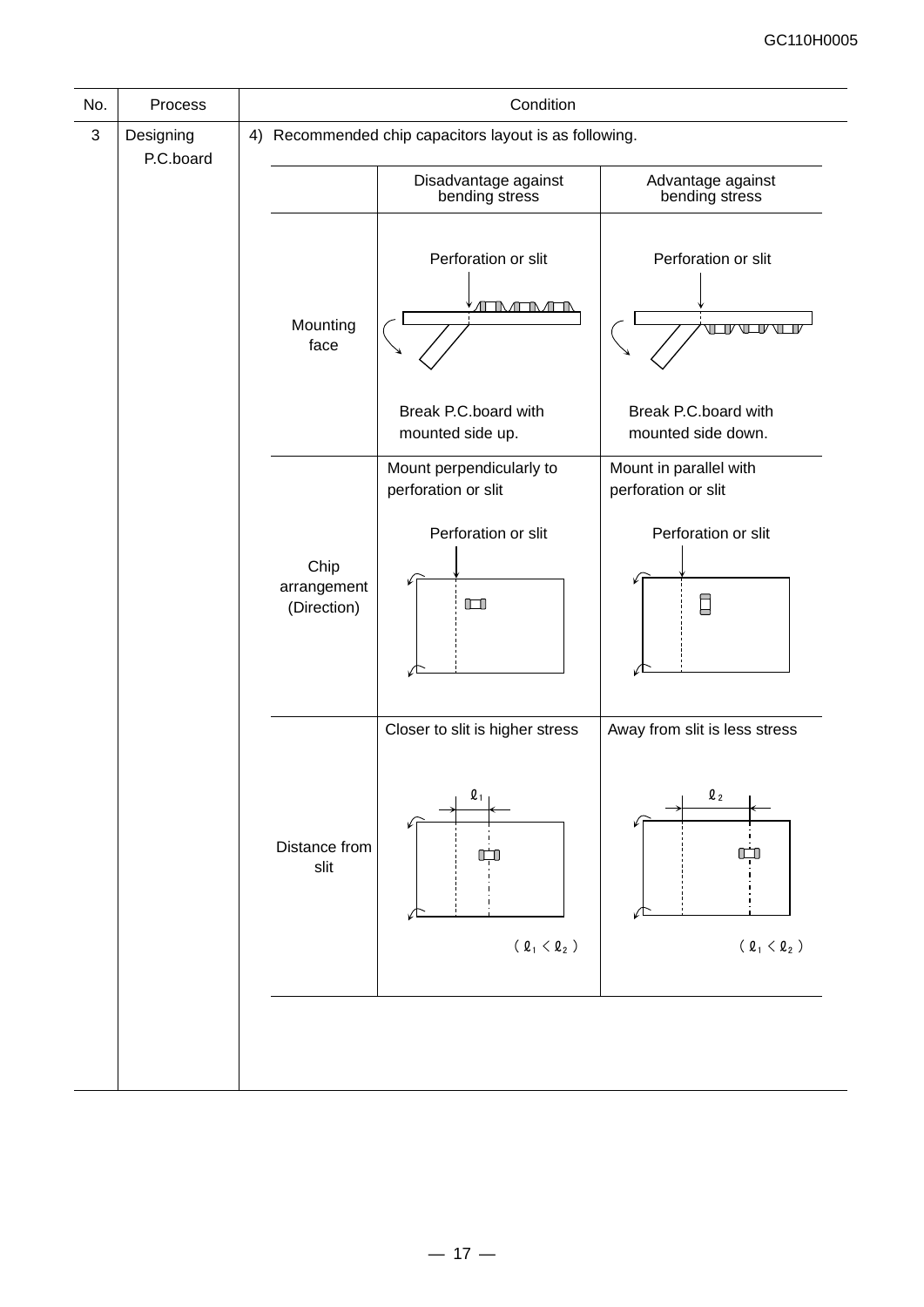| No. | Process | Condition |
| --- | --- | --- |
| 3 | Designing P.C.board | 4) Recommended chip capacitors layout is as following. |

| | Disadvantage against bending stress | Advantage against bending stress |
| --- | --- | --- |
| Mounting face | Perforation or slit<br>Break P.C.board with mounted side up. | Perforation or slit<br>Break P.C.board with mounted side down. |
| Chip arrangement (Direction) | Mount perpendicularly to perforation or slit<br>Perforation or slit | Mount in parallel with perforation or slit<br>Perforation or slit |
| Distance from slit | Closer to slit is higher stress<br>$\ell_1$<br>( $\ell_1 < \ell_2$ ) | Away from slit is less stress<br>$\ell_2$<br>( $\ell_1 < \ell_2$ ) |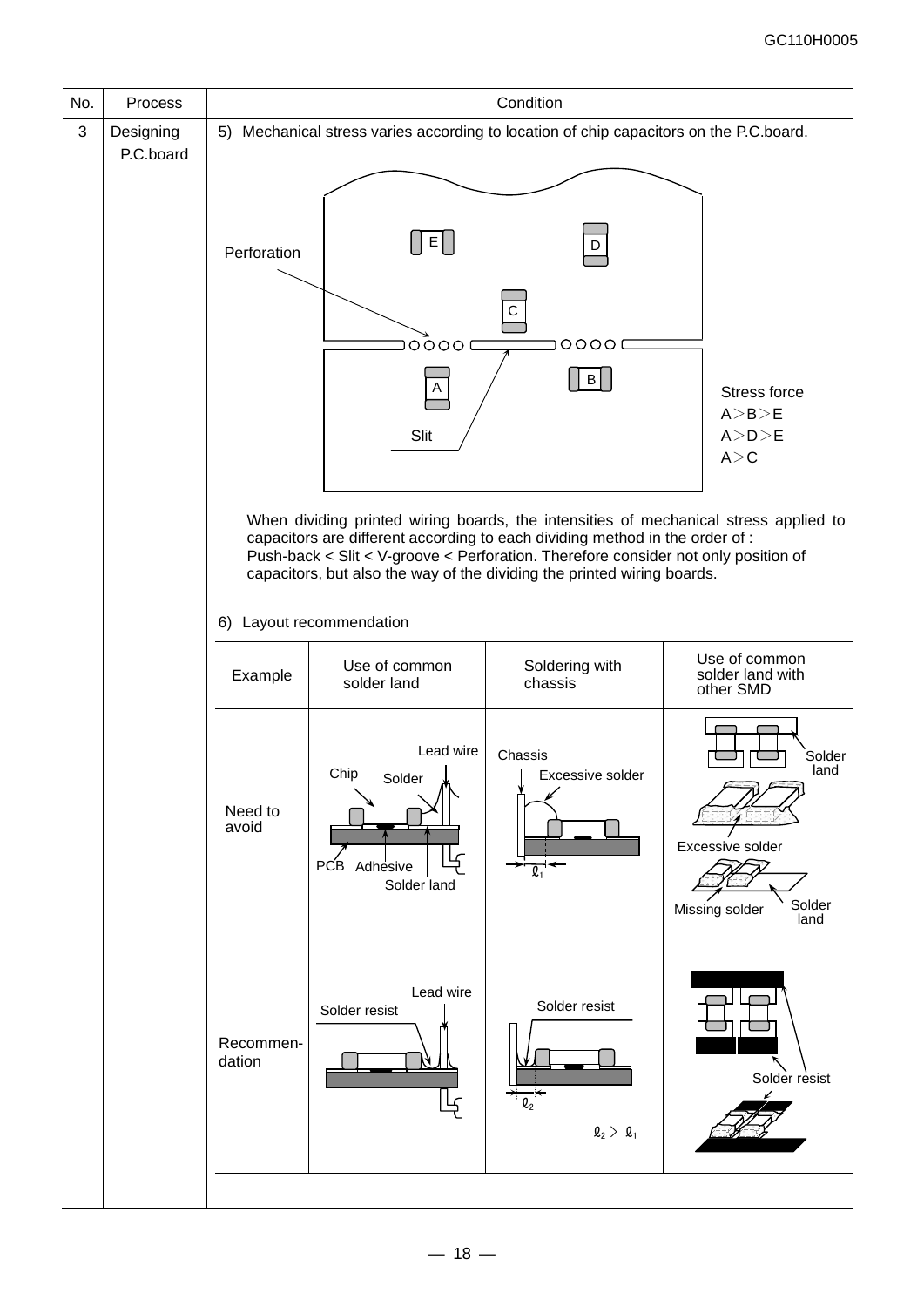| No. | Process | Condition |
|---|---|---|
| 3 | Designing P.C.board | 5) Mechanical stress varies according to location of chip capacitors on the P.C.board. |

Perforation

Slit

Stress force
A＞B＞E
A＞D＞E
A＞C

When dividing printed wiring boards, the intensities of mechanical stress applied to capacitors are different according to each dividing method in the order of : Push-back < Slit < V-groove < Perforation. Therefore consider not only position of capacitors, but also the way of the dividing the printed wiring boards.

6) Layout recommendation

| Example | Use of common solder land | Soldering with chassis | Use of common solder land with other SMD |
|---|---|---|---|
| Need to avoid | Lead wire, Chip, Solder, PCB, Adhesive, Solder land | Chassis, Excessive solder, $\ell_1$ | Solder land, Excessive solder, Missing solder, Solder land |
| Recommendation | Lead wire, Solder resist | Solder resist, $\ell_2$, $\ell_2 > \ell_1$ | Solder resist |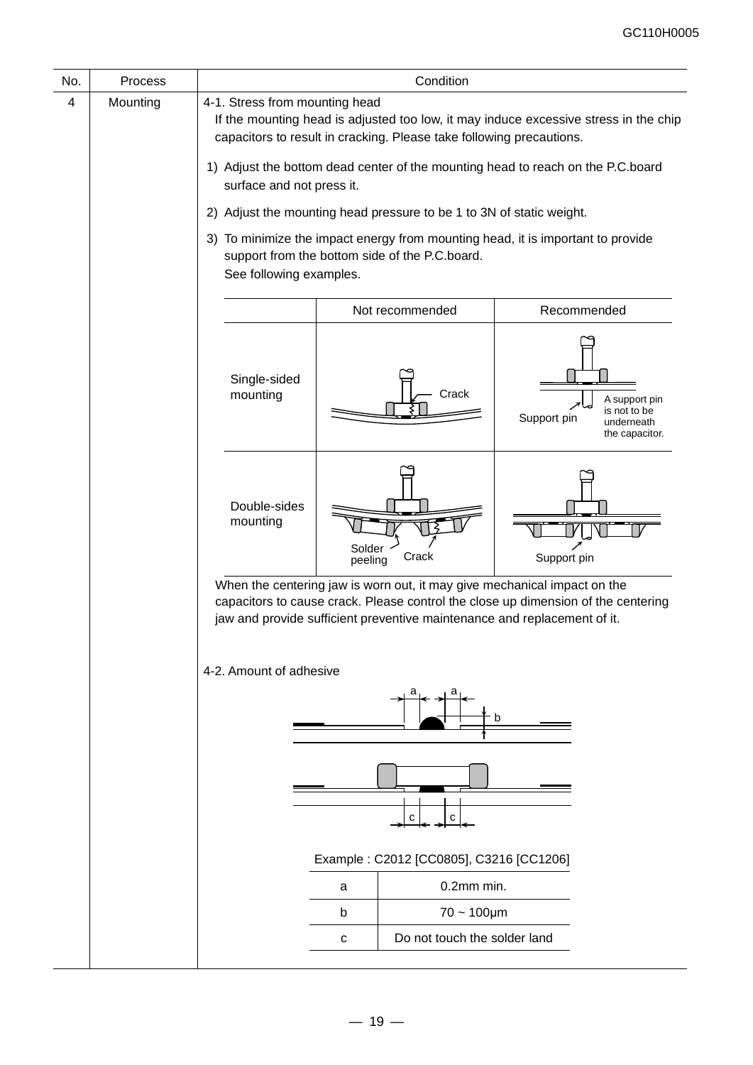| No. | Process | Condition |
|---|---|---|
| 4 | Mounting | 4-1. Stress from mounting head |

**4-1. Stress from mounting head**

If the mounting head is adjusted too low, it may induce excessive stress in the chip capacitors to result in cracking. Please take following precautions.

1) Adjust the bottom dead center of the mounting head to reach on the P.C.board surface and not press it.

2) Adjust the mounting head pressure to be 1 to 3N of static weight.

3) To minimize the impact energy from mounting head, it is important to provide support from the bottom side of the P.C.board.
See following examples.

| | Not recommended | Recommended |
|---|---|---|
| Single-sided mounting | Crack | Support pin; A support pin is not to be underneath the capacitor. |
| Double-sides mounting | Solder peeling; Crack | Support pin |

When the centering jaw is worn out, it may give mechanical impact on the capacitors to cause crack. Please control the close up dimension of the centering jaw and provide sufficient preventive maintenance and replacement of it.

**4-2. Amount of adhesive**

Example : C2012 [CC0805], C3216 [CC1206]

| | |
|---|---|
| a | 0.2mm min. |
| b | 70 ~ 100μm |
| c | Do not touch the solder land |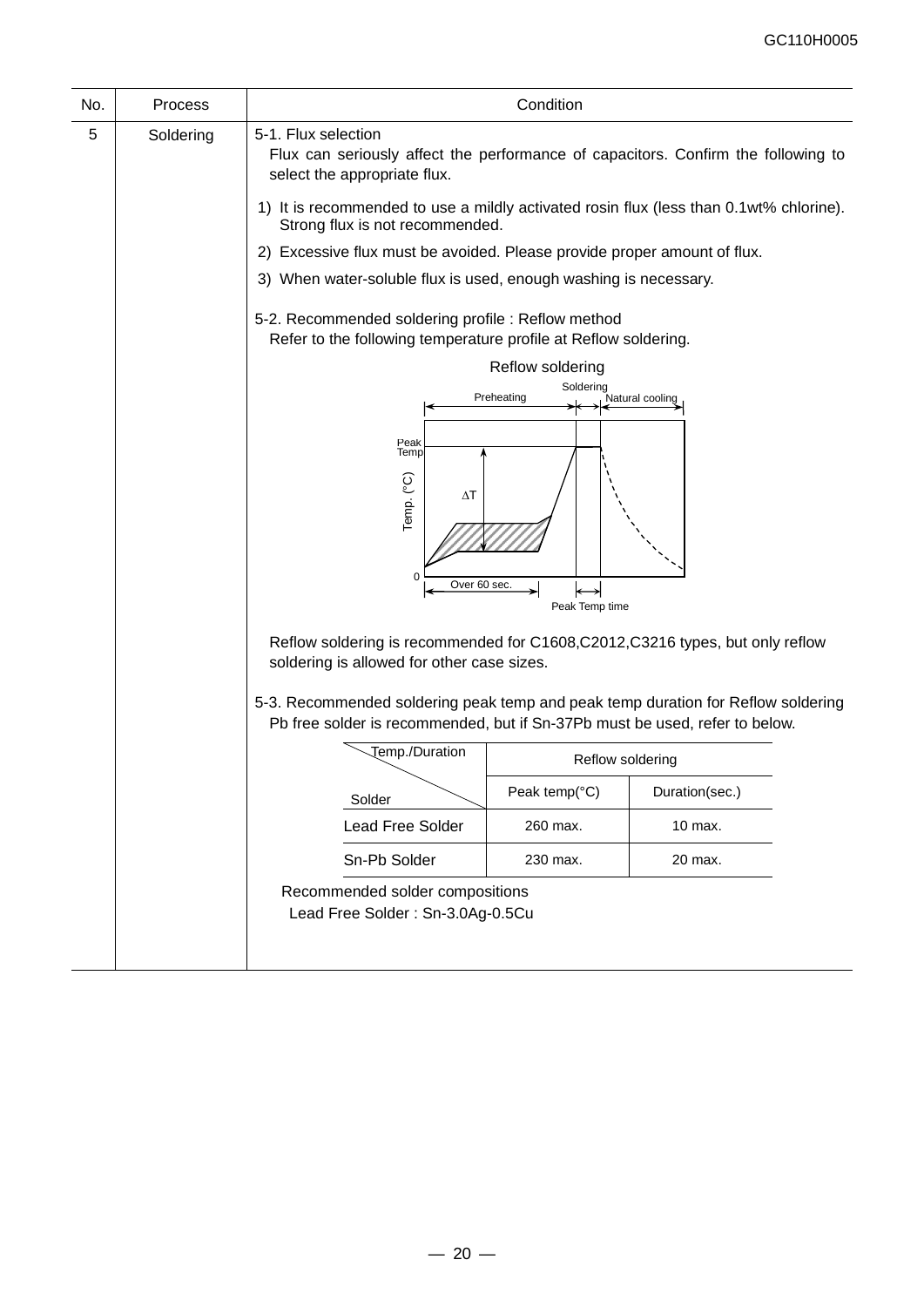| No. | Process | Condition |
|---|---|---|
| 5 | Soldering | 5-1. Flux selection<br>Flux can seriously affect the performance of capacitors. Confirm the following to select the appropriate flux.<br>1) It is recommended to use a mildly activated rosin flux (less than 0.1wt% chlorine). Strong flux is not recommended.<br>2) Excessive flux must be avoided. Please provide proper amount of flux.<br>3) When water-soluble flux is used, enough washing is necessary. |

5-2. Recommended soldering profile : Reflow method

Refer to the following temperature profile at Reflow soldering.

Reflow soldering

Preheating / Soldering / Natural cooling

Peak Temp

Temp. (°C)

ΔT

0

Over 60 sec.

Peak Temp time

Reflow soldering is recommended for C1608,C2012,C3216 types, but only reflow soldering is allowed for other case sizes.

5-3. Recommended soldering peak temp and peak temp duration for Reflow soldering

Pb free solder is recommended, but if Sn-37Pb must be used, refer to below.

| Temp./Duration \ Solder | Reflow soldering | |
|---|---|---|
| | Peak temp(°C) | Duration(sec.) |
| Lead Free Solder | 260 max. | 10 max. |
| Sn-Pb Solder | 230 max. | 20 max. |

Recommended solder compositions

Lead Free Solder : Sn-3.0Ag-0.5Cu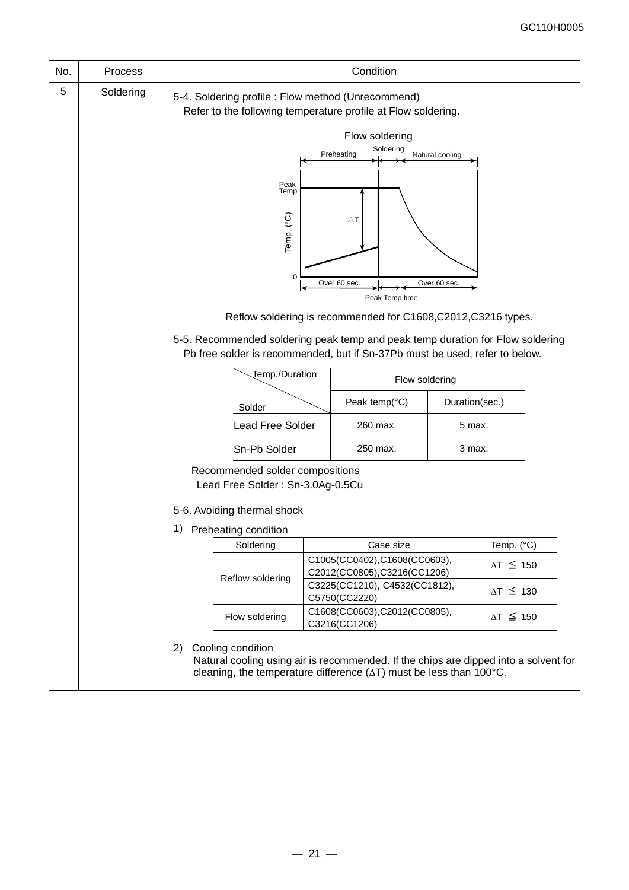| No. | Process | Condition |
|---|---|---|
| 5 | Soldering | (see below) |

5-4. Soldering profile : Flow method (Unrecommend)
Refer to the following temperature profile at Flow soldering.

Flow soldering

Preheating | Soldering | Natural cooling

Peak Temp

Temp. (°C)

△T

0

Over 60 sec. | Peak Temp time | Over 60 sec.

Reflow soldering is recommended for C1608,C2012,C3216 types.

5-5. Recommended soldering peak temp and peak temp duration for Flow soldering
Pb free solder is recommended, but if Sn-37Pb must be used, refer to below.

| Temp./Duration \ Solder | Flow soldering | |
|---|---|---|
| | Peak temp(°C) | Duration(sec.) |
| Lead Free Solder | 260 max. | 5 max. |
| Sn-Pb Solder | 250 max. | 3 max. |

Recommended solder compositions
Lead Free Solder : Sn-3.0Ag-0.5Cu

5-6. Avoiding thermal shock

1) Preheating condition

| Soldering | Case size | Temp. (°C) |
|---|---|---|
| Reflow soldering | C1005(CC0402),C1608(CC0603), C2012(CC0805),C3216(CC1206) | $\Delta T \leqq 150$ |
| | C3225(CC1210), C4532(CC1812), C5750(CC2220) | $\Delta T \leqq 130$ |
| Flow soldering | C1608(CC0603),C2012(CC0805), C3216(CC1206) | $\Delta T \leqq 150$ |

2) Cooling condition
Natural cooling using air is recommended. If the chips are dipped into a solvent for cleaning, the temperature difference ($\Delta T$) must be less than 100°C.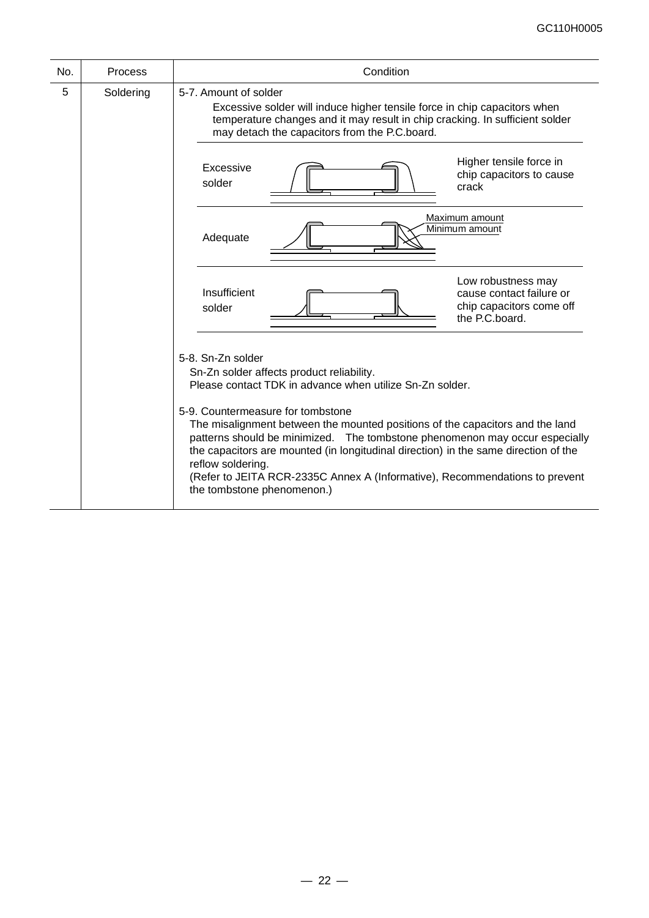| No. | Process | Condition |
|---|---|---|
| 5 | Soldering | 5-7. Amount of solder<br>Excessive solder will induce higher tensile force in chip capacitors when temperature changes and it may result in chip cracking. In sufficient solder may detach the capacitors from the P.C.board.<br><br>Excessive solder — Higher tensile force in chip capacitors to cause crack<br><br>Adequate — Maximum amount / Minimum amount<br><br>Insufficient solder — Low robustness may cause contact failure or chip capacitors come off the P.C.board.<br><br>5-8. Sn-Zn solder<br>Sn-Zn solder affects product reliability.<br>Please contact TDK in advance when utilize Sn-Zn solder.<br><br>5-9. Countermeasure for tombstone<br>The misalignment between the mounted positions of the capacitors and the land patterns should be minimized. The tombstone phenomenon may occur especially the capacitors are mounted (in longitudinal direction) in the same direction of the reflow soldering.<br>(Refer to JEITA RCR-2335C Annex A (Informative), Recommendations to prevent the tombstone phenomenon.) |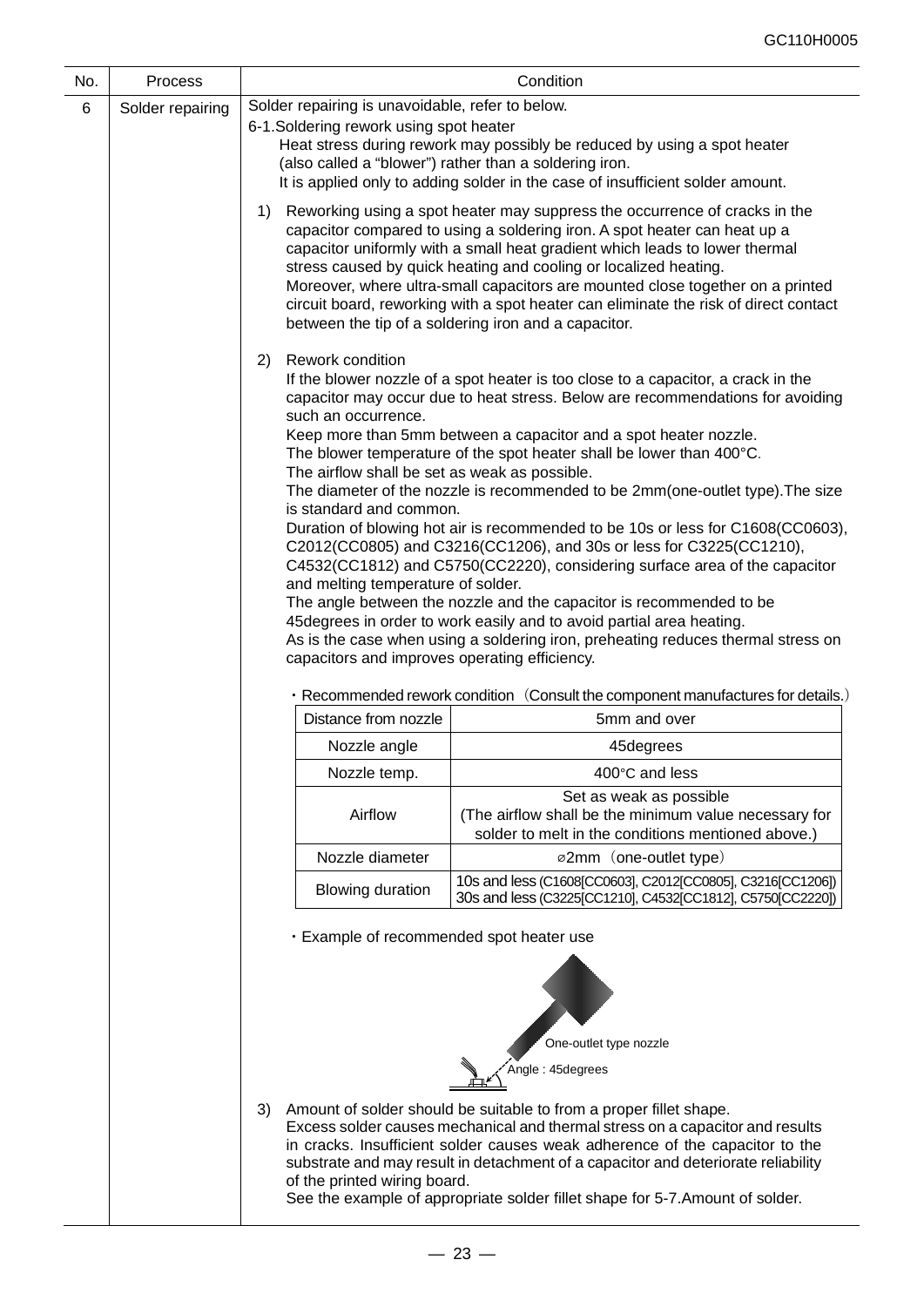| No. | Process | Condition |
|---|---|---|
| 6 | Solder repairing | Solder repairing is unavoidable, refer to below. |

6-1.Soldering rework using spot heater

Heat stress during rework may possibly be reduced by using a spot heater (also called a "blower") rather than a soldering iron.
It is applied only to adding solder in the case of insufficient solder amount.

1) Reworking using a spot heater may suppress the occurrence of cracks in the capacitor compared to using a soldering iron. A spot heater can heat up a capacitor uniformly with a small heat gradient which leads to lower thermal stress caused by quick heating and cooling or localized heating.
Moreover, where ultra-small capacitors are mounted close together on a printed circuit board, reworking with a spot heater can eliminate the risk of direct contact between the tip of a soldering iron and a capacitor.

2) Rework condition
If the blower nozzle of a spot heater is too close to a capacitor, a crack in the capacitor may occur due to heat stress. Below are recommendations for avoiding such an occurrence.
Keep more than 5mm between a capacitor and a spot heater nozzle.
The blower temperature of the spot heater shall be lower than 400°C.
The airflow shall be set as weak as possible.
The diameter of the nozzle is recommended to be 2mm(one-outlet type).The size is standard and common.
Duration of blowing hot air is recommended to be 10s or less for C1608(CC0603), C2012(CC0805) and C3216(CC1206), and 30s or less for C3225(CC1210), C4532(CC1812) and C5750(CC2220), considering surface area of the capacitor and melting temperature of solder.
The angle between the nozzle and the capacitor is recommended to be 45degrees in order to work easily and to avoid partial area heating.
As is the case when using a soldering iron, preheating reduces thermal stress on capacitors and improves operating efficiency.

・Recommended rework condition（Consult the component manufactures for details.）

| Distance from nozzle | 5mm and over |
|---|---|
| Nozzle angle | 45degrees |
| Nozzle temp. | 400°C and less |
| Airflow | Set as weak as possible (The airflow shall be the minimum value necessary for solder to melt in the conditions mentioned above.) |
| Nozzle diameter | ⌀2mm（one-outlet type） |
| Blowing duration | 10s and less (C1608[CC0603], C2012[CC0805], C3216[CC1206]) 30s and less (C3225[CC1210], C4532[CC1812], C5750[CC2220]) |

・Example of recommended spot heater use

One-outlet type nozzle

Angle : 45degrees

3) Amount of solder should be suitable to from a proper fillet shape.
Excess solder causes mechanical and thermal stress on a capacitor and results in cracks. Insufficient solder causes weak adherence of the capacitor to the substrate and may result in detachment of a capacitor and deteriorate reliability of the printed wiring board.
See the example of appropriate solder fillet shape for 5-7.Amount of solder.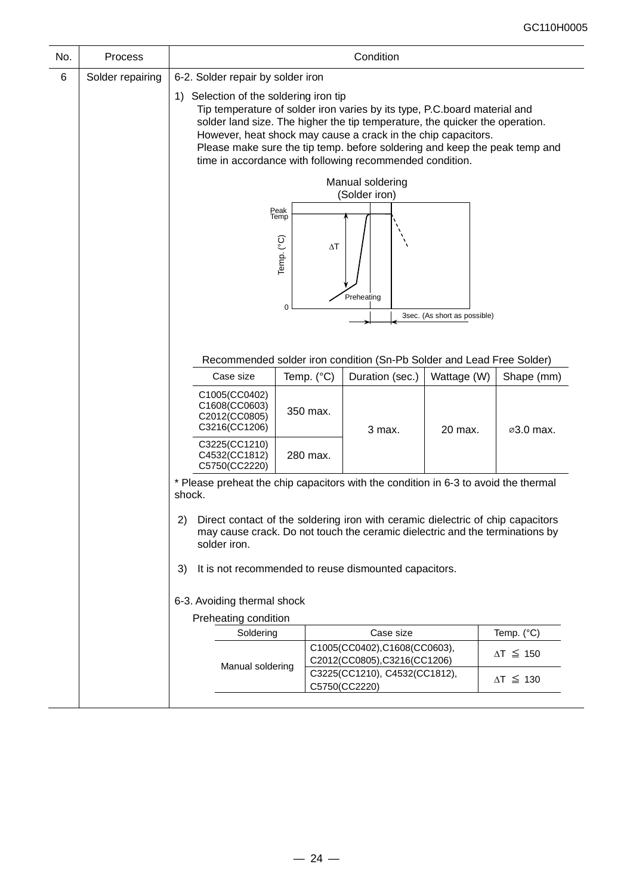| No. | Process | Condition |
|---|---|---|
| 6 | Solder repairing | 6-2. Solder repair by solder iron |

1) Selection of the soldering iron tip

Tip temperature of solder iron varies by its type, P.C.board material and solder land size. The higher the tip temperature, the quicker the operation. However, heat shock may cause a crack in the chip capacitors. Please make sure the tip temp. before soldering and keep the peak temp and time in accordance with following recommended condition.

Manual soldering (Solder iron)

Peak Temp

Temp. (°C)

$\Delta T$

Preheating

0

3sec. (As short as possible)

Recommended solder iron condition (Sn-Pb Solder and Lead Free Solder)

| Case size | Temp. (°C) | Duration (sec.) | Wattage (W) | Shape (mm) |
|---|---|---|---|---|
| C1005(CC0402) C1608(CC0603) C2012(CC0805) C3216(CC1206) | 350 max. | 3 max. | 20 max. | ⌀3.0 max. |
| C3225(CC1210) C4532(CC1812) C5750(CC2220) | 280 max. | | | |

* Please preheat the chip capacitors with the condition in 6-3 to avoid the thermal shock.

2) Direct contact of the soldering iron with ceramic dielectric of chip capacitors may cause crack. Do not touch the ceramic dielectric and the terminations by solder iron.

3) It is not recommended to reuse dismounted capacitors.

6-3. Avoiding thermal shock

Preheating condition

| Soldering | Case size | Temp. (°C) |
|---|---|---|
| Manual soldering | C1005(CC0402),C1608(CC0603), C2012(CC0805),C3216(CC1206) | $\Delta T \leqq 150$ |
| | C3225(CC1210), C4532(CC1812), C5750(CC2220) | $\Delta T \leqq 130$ |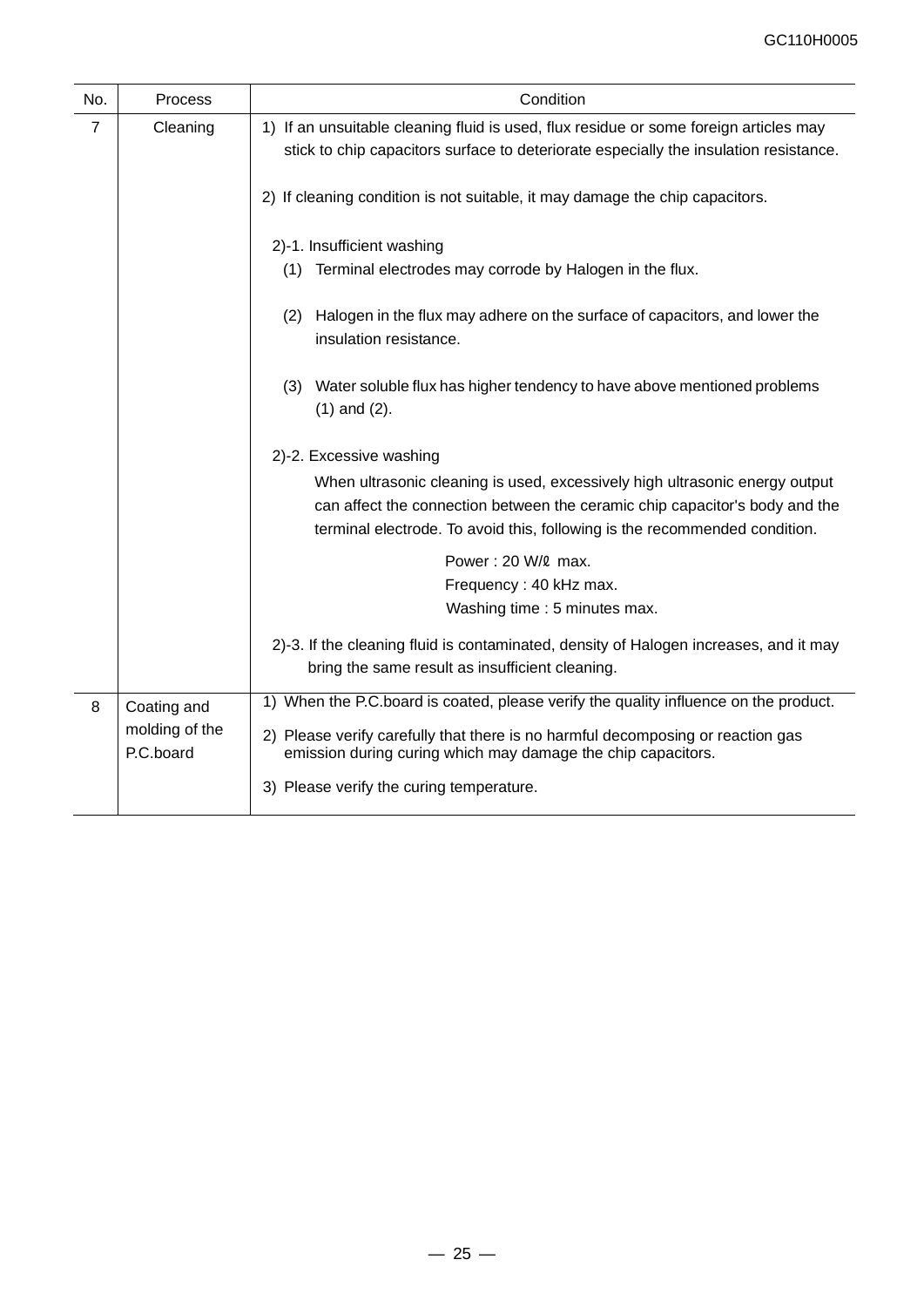| No. | Process | Condition |
|---|---|---|
| 7 | Cleaning | 1) If an unsuitable cleaning fluid is used, flux residue or some foreign articles may stick to chip capacitors surface to deteriorate especially the insulation resistance.<br><br>2) If cleaning condition is not suitable, it may damage the chip capacitors.<br><br>2)-1. Insufficient washing<br>(1) Terminal electrodes may corrode by Halogen in the flux.<br><br>(2) Halogen in the flux may adhere on the surface of capacitors, and lower the insulation resistance.<br><br>(3) Water soluble flux has higher tendency to have above mentioned problems (1) and (2).<br><br>2)-2. Excessive washing<br>When ultrasonic cleaning is used, excessively high ultrasonic energy output can affect the connection between the ceramic chip capacitor's body and the terminal electrode. To avoid this, following is the recommended condition.<br><br>Power : 20 W/ℓ max.<br>Frequency : 40 kHz max.<br>Washing time : 5 minutes max.<br><br>2)-3. If the cleaning fluid is contaminated, density of Halogen increases, and it may bring the same result as insufficient cleaning. |
| 8 | Coating and molding of the P.C.board | 1) When the P.C.board is coated, please verify the quality influence on the product.<br><br>2) Please verify carefully that there is no harmful decomposing or reaction gas emission during curing which may damage the chip capacitors.<br><br>3) Please verify the curing temperature. |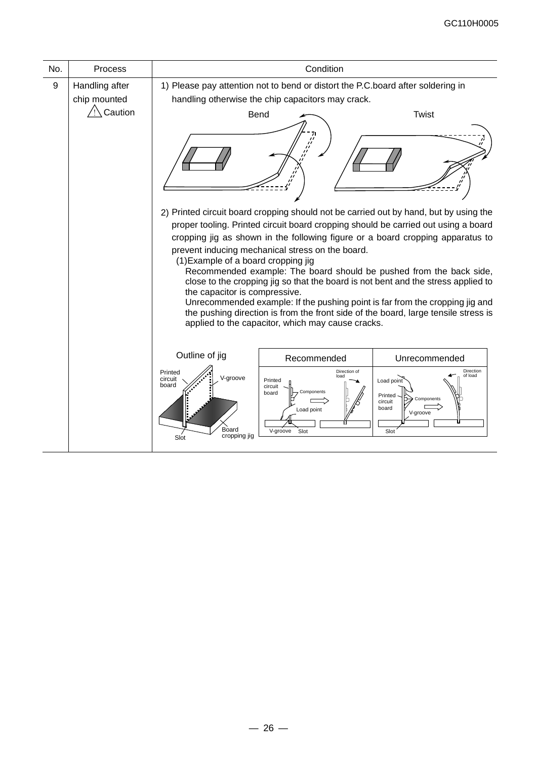| No. | Process | Condition |
|---|---|---|
| 9 | Handling after chip mounted ⚠ Caution | 1) Please pay attention not to bend or distort the P.C.board after soldering in handling otherwise the chip capacitors may crack.<br><br>Bend　　Twist<br><br>2) Printed circuit board cropping should not be carried out by hand, but by using the proper tooling. Printed circuit board cropping should be carried out using a board cropping jig as shown in the following figure or a board cropping apparatus to prevent inducing mechanical stress on the board.<br>(1)Example of a board cropping jig<br>Recommended example: The board should be pushed from the back side, close to the cropping jig so that the board is not bent and the stress applied to the capacitor is compressive.<br>Unrecommended example: If the pushing point is far from the cropping jig and the pushing direction is from the front side of the board, large tensile stress is applied to the capacitor, which may cause cracks.<br><br>Outline of jig: Printed circuit board, V-groove, Board cropping jig, Slot<br>Recommended: Printed circuit board, Components, Load point, Direction of load, V-groove, Slot<br>Unrecommended: Load point, Direction of load, Printed circuit board, Components, V-groove, Slot |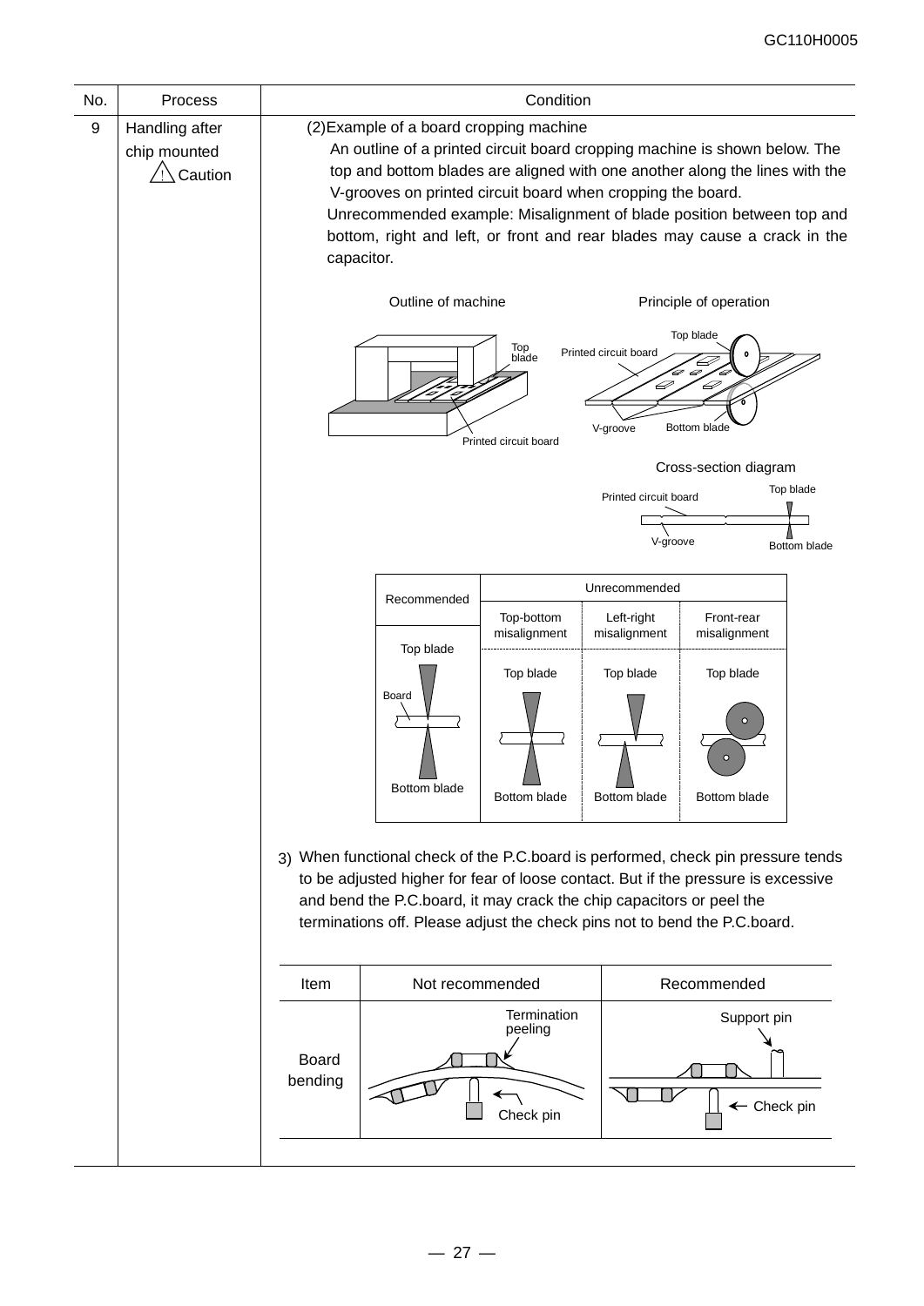| No. | Process | Condition |
|---|---|---|
| 9 | Handling after chip mounted ⚠ Caution | (2)Example of a board cropping machine<br>An outline of a printed circuit board cropping machine is shown below. The top and bottom blades are aligned with one another along the lines with the V-grooves on printed circuit board when cropping the board.<br>Unrecommended example: Misalignment of blade position between top and bottom, right and left, or front and rear blades may cause a crack in the capacitor. |

Outline of machine

Principle of operation

Cross-section diagram

| Recommended | Unrecommended | | |
|---|---|---|---|
| | Top-bottom misalignment | Left-right misalignment | Front-rear misalignment |
| Top blade / Board / Bottom blade | Top blade / Bottom blade | Top blade / Bottom blade | Top blade / Bottom blade |

3) When functional check of the P.C.board is performed, check pin pressure tends to be adjusted higher for fear of loose contact. But if the pressure is excessive and bend the P.C.board, it may crack the chip capacitors or peel the terminations off. Please adjust the check pins not to bend the P.C.board.

| Item | Not recommended | Recommended |
|---|---|---|
| Board bending | Termination peeling / Check pin | Support pin / Check pin |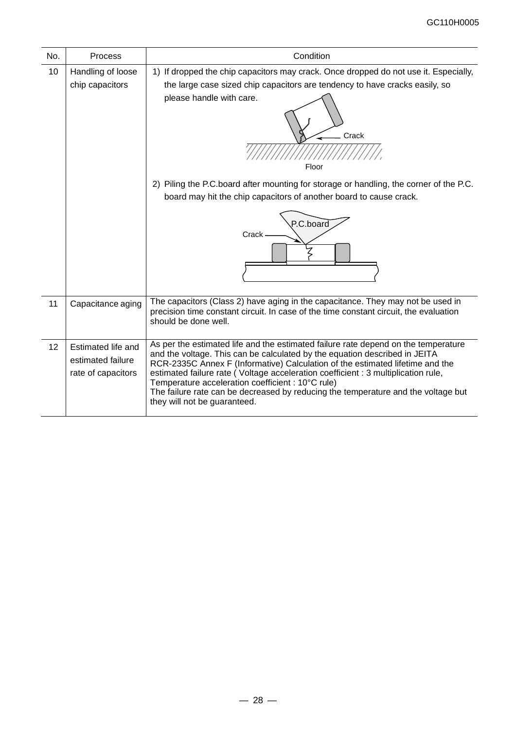| No. | Process | Condition |
|---|---|---|
| 10 | Handling of loose chip capacitors | 1) If dropped the chip capacitors may crack. Once dropped do not use it. Especially, the large case sized chip capacitors are tendency to have cracks easily, so please handle with care.<br>Crack<br>Floor<br><br>2) Piling the P.C.board after mounting for storage or handling, the corner of the P.C. board may hit the chip capacitors of another board to cause crack.<br>P.C.board<br>Crack |
| 11 | Capacitance aging | The capacitors (Class 2) have aging in the capacitance. They may not be used in precision time constant circuit. In case of the time constant circuit, the evaluation should be done well. |
| 12 | Estimated life and estimated failure rate of capacitors | As per the estimated life and the estimated failure rate depend on the temperature and the voltage. This can be calculated by the equation described in JEITA RCR-2335C Annex F (Informative) Calculation of the estimated lifetime and the estimated failure rate ( Voltage acceleration coefficient : 3 multiplication rule, Temperature acceleration coefficient : 10°C rule)<br>The failure rate can be decreased by reducing the temperature and the voltage but they will not be guaranteed. |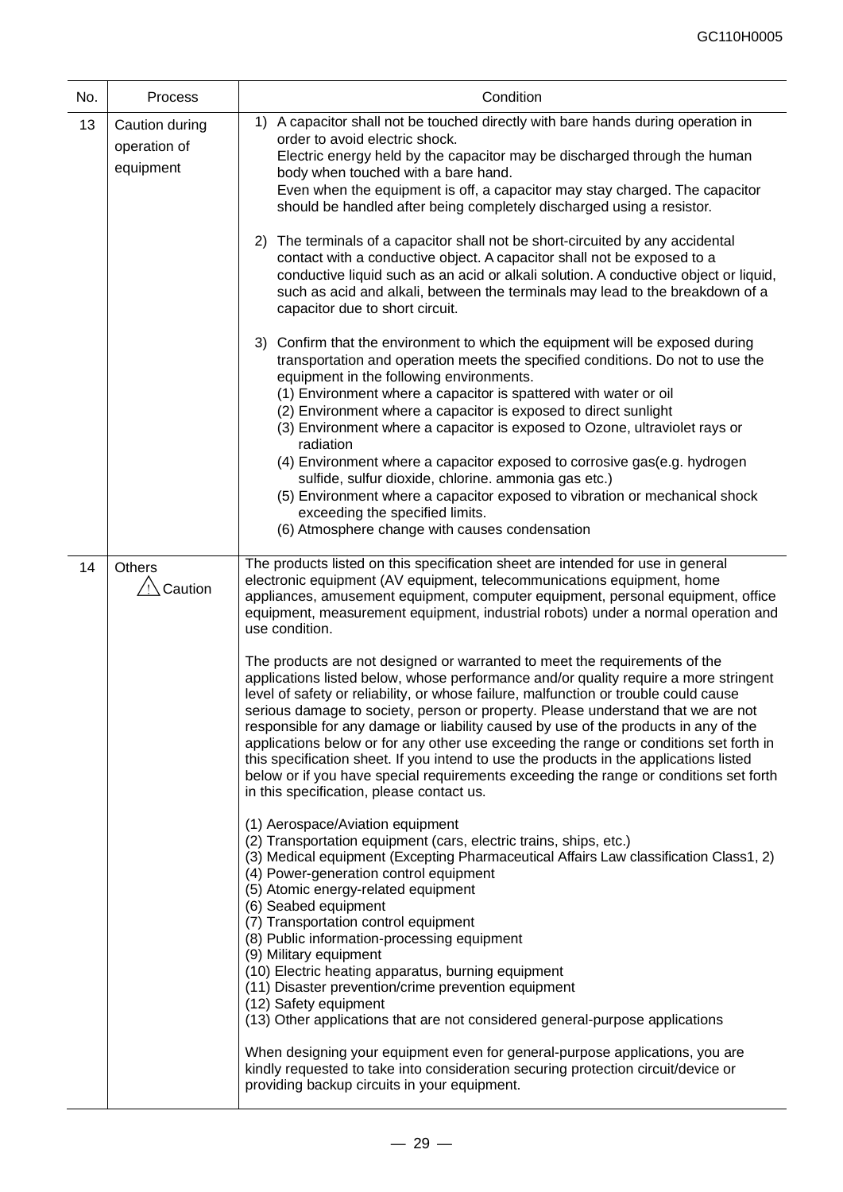| No. | Process | Condition |
|---|---|---|
| 13 | Caution during operation of equipment | 1) A capacitor shall not be touched directly with bare hands during operation in order to avoid electric shock.<br>Electric energy held by the capacitor may be discharged through the human body when touched with a bare hand.<br>Even when the equipment is off, a capacitor may stay charged. The capacitor should be handled after being completely discharged using a resistor.<br><br>2) The terminals of a capacitor shall not be short-circuited by any accidental contact with a conductive object. A capacitor shall not be exposed to a conductive liquid such as an acid or alkali solution. A conductive object or liquid, such as acid and alkali, between the terminals may lead to the breakdown of a capacitor due to short circuit.<br><br>3) Confirm that the environment to which the equipment will be exposed during transportation and operation meets the specified conditions. Do not to use the equipment in the following environments.<br>(1) Environment where a capacitor is spattered with water or oil<br>(2) Environment where a capacitor is exposed to direct sunlight<br>(3) Environment where a capacitor is exposed to Ozone, ultraviolet rays or radiation<br>(4) Environment where a capacitor exposed to corrosive gas(e.g. hydrogen sulfide, sulfur dioxide, chlorine. ammonia gas etc.)<br>(5) Environment where a capacitor exposed to vibration or mechanical shock exceeding the specified limits.<br>(6) Atmosphere change with causes condensation |
| 14 | Others<br>⚠ Caution | The products listed on this specification sheet are intended for use in general electronic equipment (AV equipment, telecommunications equipment, home appliances, amusement equipment, computer equipment, personal equipment, office equipment, measurement equipment, industrial robots) under a normal operation and use condition.<br><br>The products are not designed or warranted to meet the requirements of the applications listed below, whose performance and/or quality require a more stringent level of safety or reliability, or whose failure, malfunction or trouble could cause serious damage to society, person or property. Please understand that we are not responsible for any damage or liability caused by use of the products in any of the applications below or for any other use exceeding the range or conditions set forth in this specification sheet. If you intend to use the products in the applications listed below or if you have special requirements exceeding the range or conditions set forth in this specification, please contact us.<br><br>(1) Aerospace/Aviation equipment<br>(2) Transportation equipment (cars, electric trains, ships, etc.)<br>(3) Medical equipment (Excepting Pharmaceutical Affairs Law classification Class1, 2)<br>(4) Power-generation control equipment<br>(5) Atomic energy-related equipment<br>(6) Seabed equipment<br>(7) Transportation control equipment<br>(8) Public information-processing equipment<br>(9) Military equipment<br>(10) Electric heating apparatus, burning equipment<br>(11) Disaster prevention/crime prevention equipment<br>(12) Safety equipment<br>(13) Other applications that are not considered general-purpose applications<br><br>When designing your equipment even for general-purpose applications, you are kindly requested to take into consideration securing protection circuit/device or providing backup circuits in your equipment. |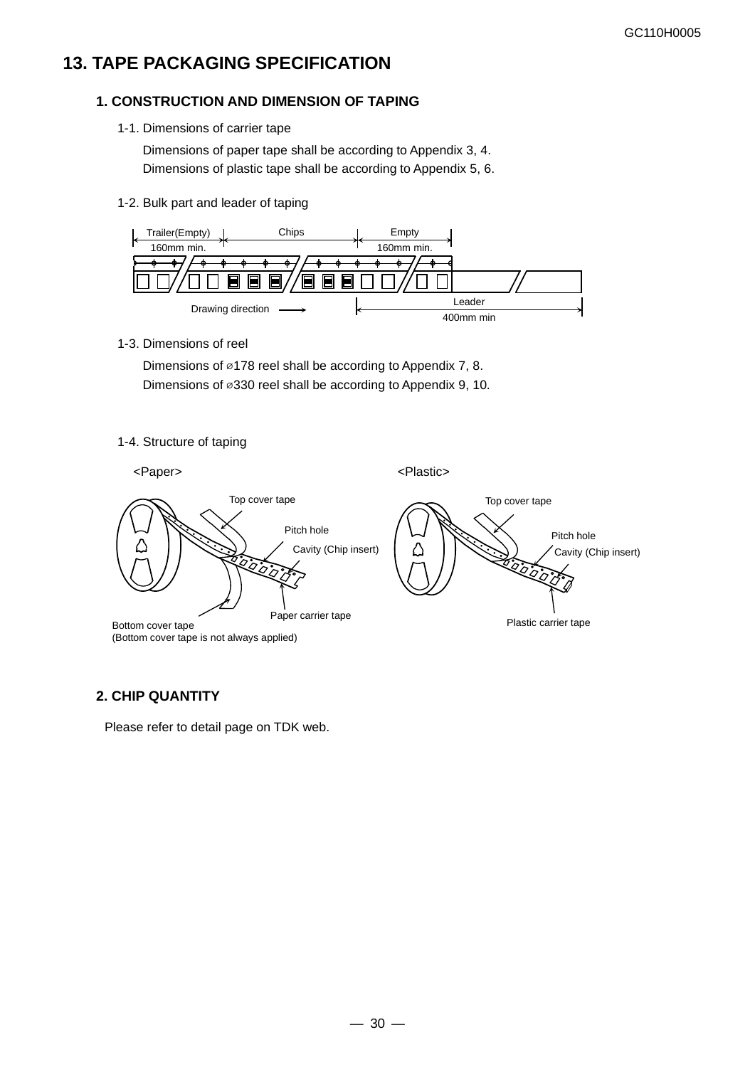# 13. TAPE PACKAGING SPECIFICATION

## 1. CONSTRUCTION AND DIMENSION OF TAPING

1-1. Dimensions of carrier tape

Dimensions of paper tape shall be according to Appendix 3, 4.
Dimensions of plastic tape shall be according to Appendix 5, 6.

1-2. Bulk part and leader of taping

Trailer(Empty) 160mm min. | Chips | Empty 160mm min. | Leader 400mm min

Drawing direction →

1-3. Dimensions of reel

Dimensions of ⌀178 reel shall be according to Appendix 7, 8.
Dimensions of ⌀330 reel shall be according to Appendix 9, 10.

1-4. Structure of taping

<Paper>

Top cover tape
Pitch hole
Cavity (Chip insert)
Paper carrier tape
Bottom cover tape
(Bottom cover tape is not always applied)

<Plastic>

Top cover tape
Pitch hole
Cavity (Chip insert)
Plastic carrier tape

## 2. CHIP QUANTITY

Please refer to detail page on TDK web.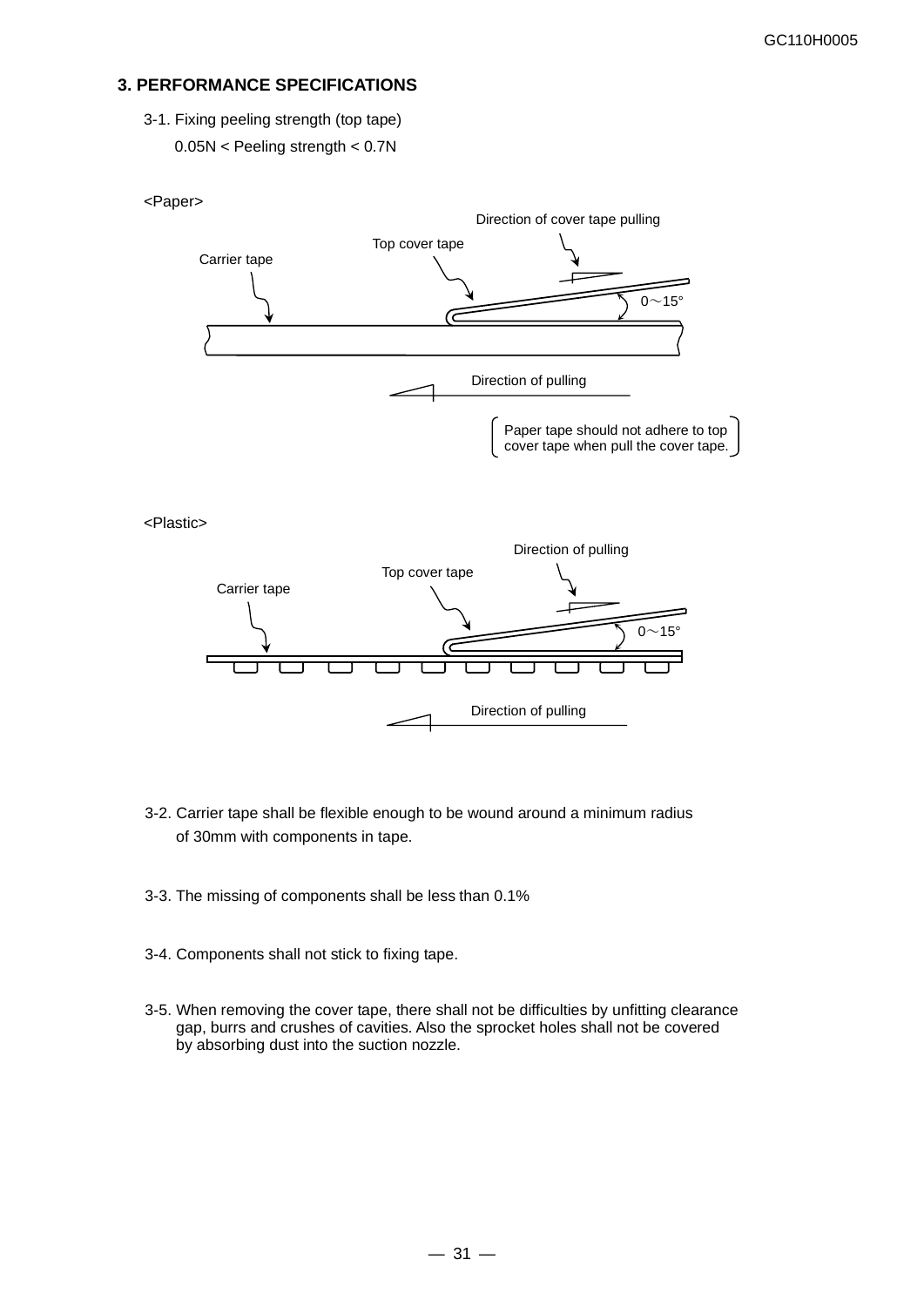## 3. PERFORMANCE SPECIFICATIONS

3-1. Fixing peeling strength (top tape)

0.05N < Peeling strength < 0.7N

<Paper>

Direction of cover tape pulling

Top cover tape

Carrier tape

0～15°

Direction of pulling

Paper tape should not adhere to top cover tape when pull the cover tape.

<Plastic>

Direction of pulling

Top cover tape

Carrier tape

0～15°

Direction of pulling

3-2. Carrier tape shall be flexible enough to be wound around a minimum radius of 30mm with components in tape.

3-3. The missing of components shall be less than 0.1%

3-4. Components shall not stick to fixing tape.

3-5. When removing the cover tape, there shall not be difficulties by unfitting clearance gap, burrs and crushes of cavities. Also the sprocket holes shall not be covered by absorbing dust into the suction nozzle.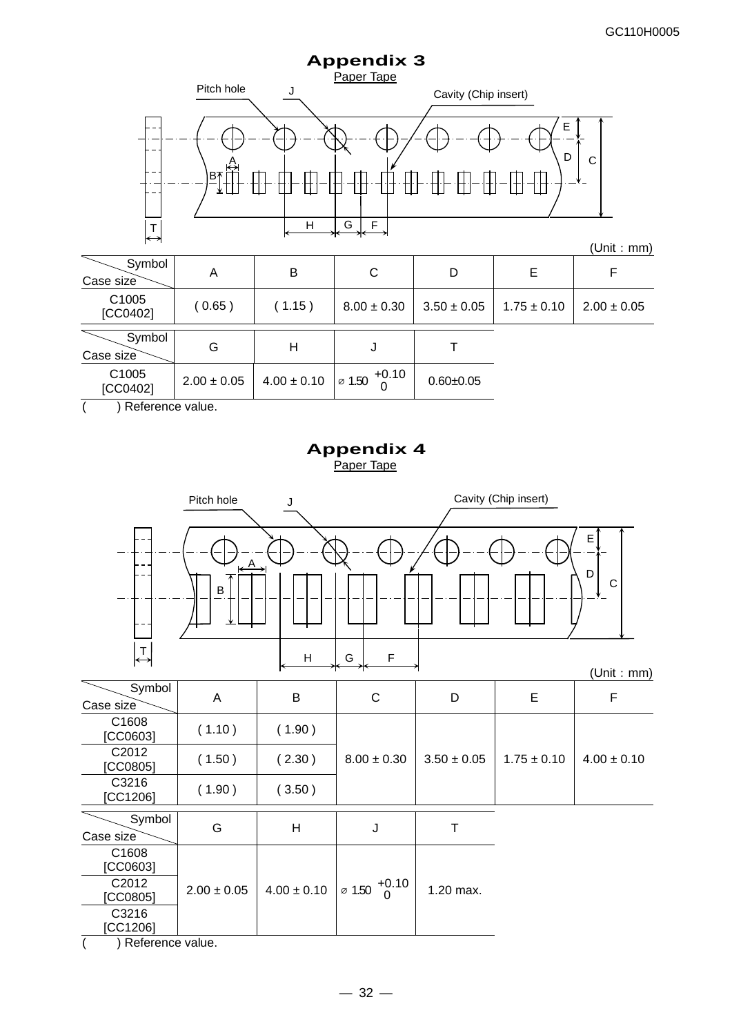# Appendix 3

Paper Tape

(Unit : mm)

| Symbol / Case size | A | B | C | D | E | F |
|---|---|---|---|---|---|---|
| C1005 [CC0402] | ( 0.65 ) | ( 1.15 ) | 8.00 ± 0.30 | 3.50 ± 0.05 | 1.75 ± 0.10 | 2.00 ± 0.05 |

| Symbol / Case size | G | H | J | T |
|---|---|---|---|---|
| C1005 [CC0402] | 2.00 ± 0.05 | 4.00 ± 0.10 | ⌀ $1.50^{+0.10}_{0}$ | 0.60±0.05 |

( ) Reference value.

# Appendix 4

Paper Tape

(Unit : mm)

| Symbol / Case size | A | B | C | D | E | F |
|---|---|---|---|---|---|---|
| C1608 [CC0603] | ( 1.10 ) | ( 1.90 ) | 8.00 ± 0.30 | 3.50 ± 0.05 | 1.75 ± 0.10 | 4.00 ± 0.10 |
| C2012 [CC0805] | ( 1.50 ) | ( 2.30 ) | | | | |
| C3216 [CC1206] | ( 1.90 ) | ( 3.50 ) | | | | |

| Symbol / Case size | G | H | J | T |
|---|---|---|---|---|
| C1608 [CC0603] | 2.00 ± 0.05 | 4.00 ± 0.10 | ⌀ $1.50^{+0.10}_{0}$ | 1.20 max. |
| C2012 [CC0805] | | | | |
| C3216 [CC1206] | | | | |

( ) Reference value.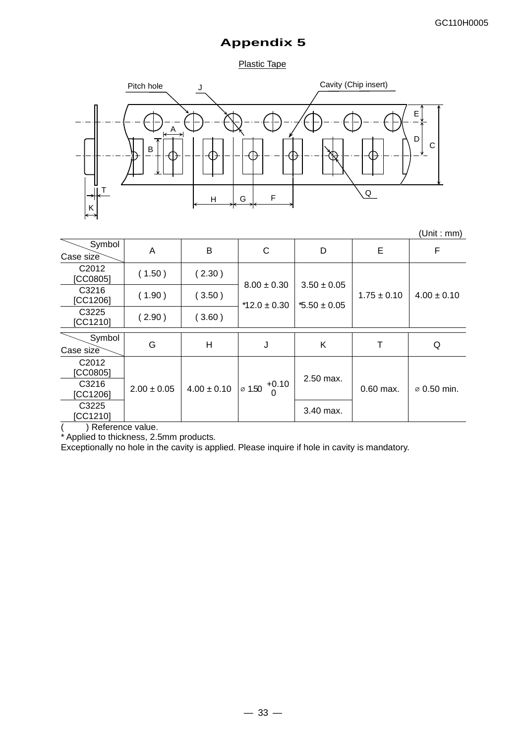# Appendix 5

Plastic Tape

(Unit : mm)

| Case size \ Symbol | A | B | C | D | E | F |
|---|---|---|---|---|---|---|
| C2012 [CC0805] | ( 1.50 ) | ( 2.30 ) | 8.00 ± 0.30<br>*12.0 ± 0.30 | 3.50 ± 0.05<br>*5.50 ± 0.05 | 1.75 ± 0.10 | 4.00 ± 0.10 |
| C3216 [CC1206] | ( 1.90 ) | ( 3.50 ) | | | | |
| C3225 [CC1210] | ( 2.90 ) | ( 3.60 ) | | | | |

| Case size \ Symbol | G | H | J | K | T | Q |
|---|---|---|---|---|---|---|
| C2012 [CC0805] | 2.00 ± 0.05 | 4.00 ± 0.10 | ⌀ $1.50^{+0.10}_{0}$ | 2.50 max. | 0.60 max. | ⌀ 0.50 min. |
| C3216 [CC1206] | | | | | | |
| C3225 [CC1210] | | | | 3.40 max. | | |

( ) Reference value.
* Applied to thickness, 2.5mm products.
Exceptionally no hole in the cavity is applied. Please inquire if hole in cavity is mandatory.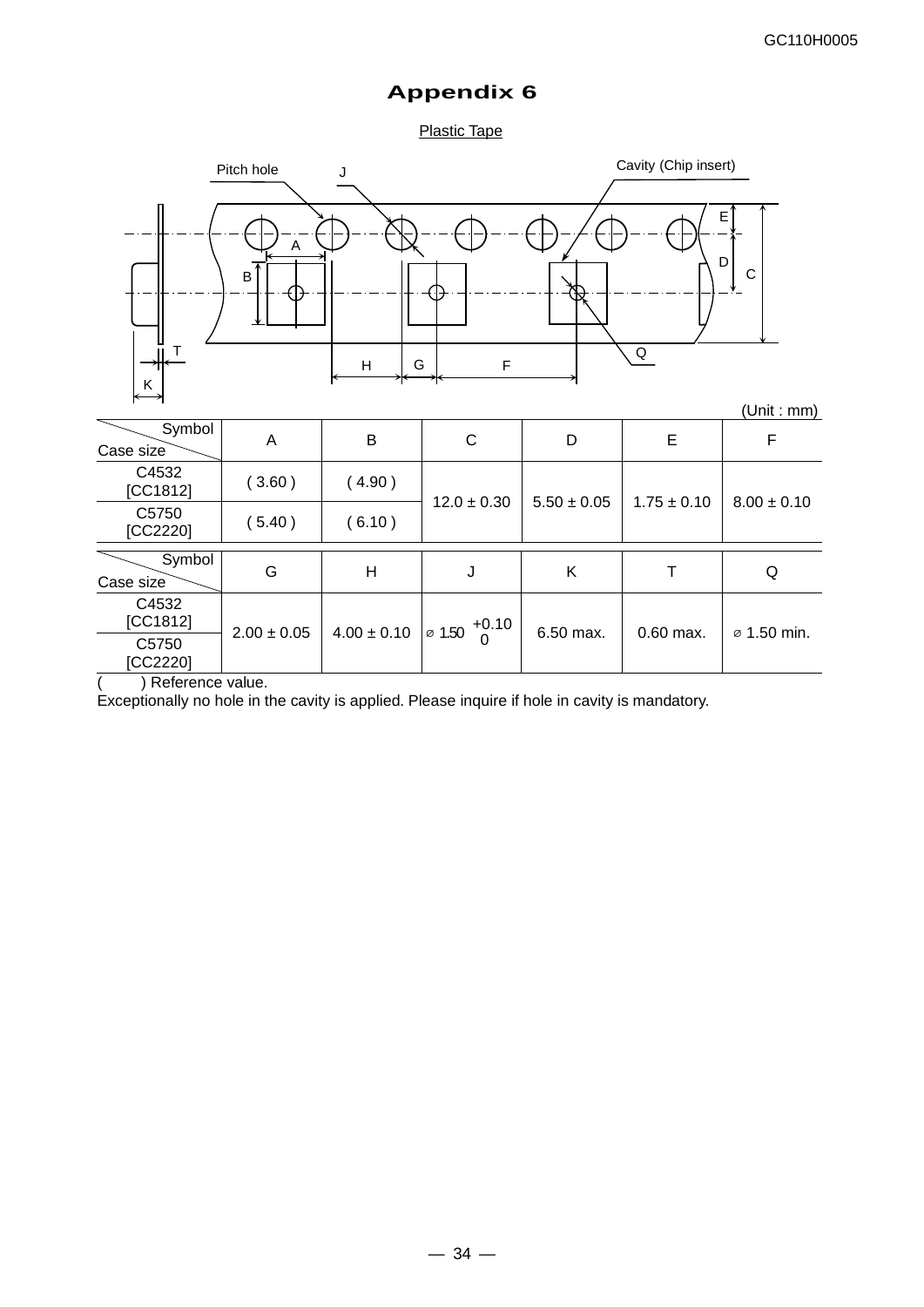# Appendix 6

Plastic Tape

(Unit : mm)

| Symbol / Case size | A | B | C | D | E | F |
|---|---|---|---|---|---|---|
| C4532 [CC1812] | ( 3.60 ) | ( 4.90 ) | 12.0 ± 0.30 | 5.50 ± 0.05 | 1.75 ± 0.10 | 8.00 ± 0.10 |
| C5750 [CC2220] | ( 5.40 ) | ( 6.10 ) | | | | |

| Symbol / Case size | G | H | J | K | T | Q |
|---|---|---|---|---|---|---|
| C4532 [CC1812] | 2.00 ± 0.05 | 4.00 ± 0.10 | $\varnothing$ 1.50 $^{+0.10}_{0}$ | 6.50 max. | 0.60 max. | $\varnothing$ 1.50 min. |
| C5750 [CC2220] | | | | | | |

(    ) Reference value.

Exceptionally no hole in the cavity is applied. Please inquire if hole in cavity is mandatory.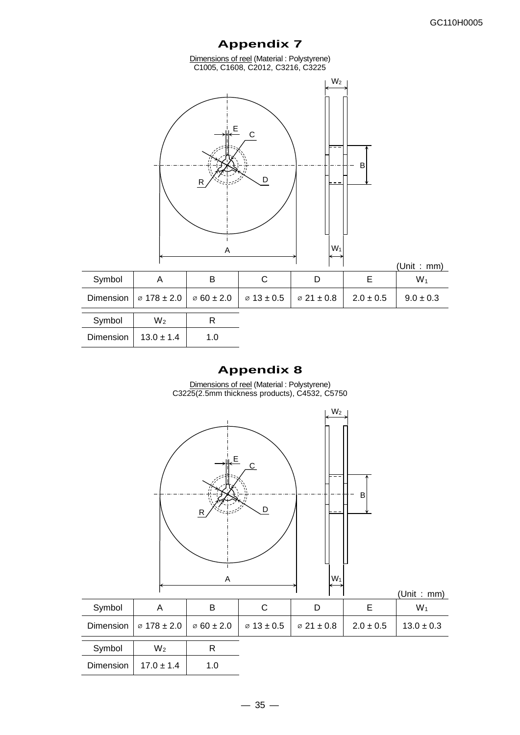# Appendix 7

Dimensions of reel (Material : Polystyrene)
C1005, C1608, C2012, C3216, C3225

(Unit : mm)

| Symbol | A | B | C | D | E | $W_1$ |
|---|---|---|---|---|---|---|
| Dimension | ⌀ 178 ± 2.0 | ⌀ 60 ± 2.0 | ⌀ 13 ± 0.5 | ⌀ 21 ± 0.8 | 2.0 ± 0.5 | 9.0 ± 0.3 |

| Symbol | $W_2$ | R |
|---|---|---|
| Dimension | 13.0 ± 1.4 | 1.0 |

# Appendix 8

Dimensions of reel (Material : Polystyrene)
C3225(2.5mm thickness products), C4532, C5750

(Unit : mm)

| Symbol | A | B | C | D | E | $W_1$ |
|---|---|---|---|---|---|---|
| Dimension | ⌀ 178 ± 2.0 | ⌀ 60 ± 2.0 | ⌀ 13 ± 0.5 | ⌀ 21 ± 0.8 | 2.0 ± 0.5 | 13.0 ± 0.3 |

| Symbol | $W_2$ | R |
|---|---|---|
| Dimension | 17.0 ± 1.4 | 1.0 |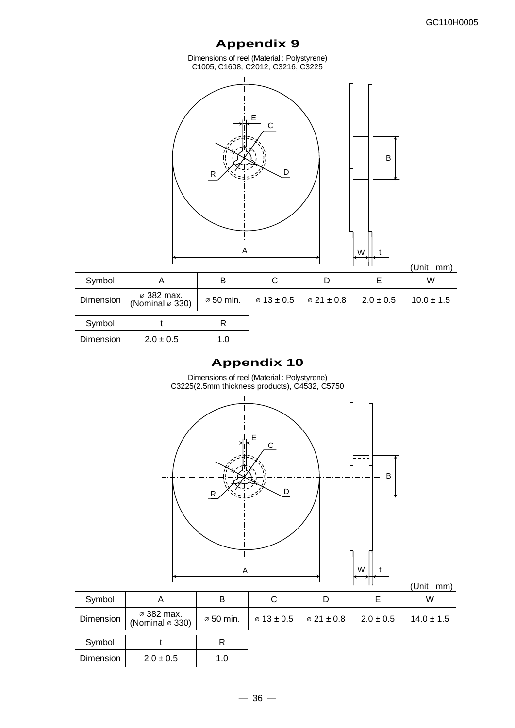# Appendix 9

Dimensions of reel (Material : Polystyrene)
C1005, C1608, C2012, C3216, C3225

E
C
B
R
D
A
W
t

(Unit : mm)

| Symbol | A | B | C | D | E | W |
|---|---|---|---|---|---|---|
| Dimension | ⌀ 382 max. (Nominal ⌀ 330) | ⌀ 50 min. | ⌀ 13 ± 0.5 | ⌀ 21 ± 0.8 | 2.0 ± 0.5 | 10.0 ± 1.5 |

| Symbol | t | R |
|---|---|---|
| Dimension | 2.0 ± 0.5 | 1.0 |

# Appendix 10

Dimensions of reel (Material : Polystyrene)
C3225(2.5mm thickness products), C4532, C5750

E
C
B
R
D
A
W
t

(Unit : mm)

| Symbol | A | B | C | D | E | W |
|---|---|---|---|---|---|---|
| Dimension | ⌀ 382 max. (Nominal ⌀ 330) | ⌀ 50 min. | ⌀ 13 ± 0.5 | ⌀ 21 ± 0.8 | 2.0 ± 0.5 | 14.0 ± 1.5 |

| Symbol | t | R |
|---|---|---|
| Dimension | 2.0 ± 0.5 | 1.0 |